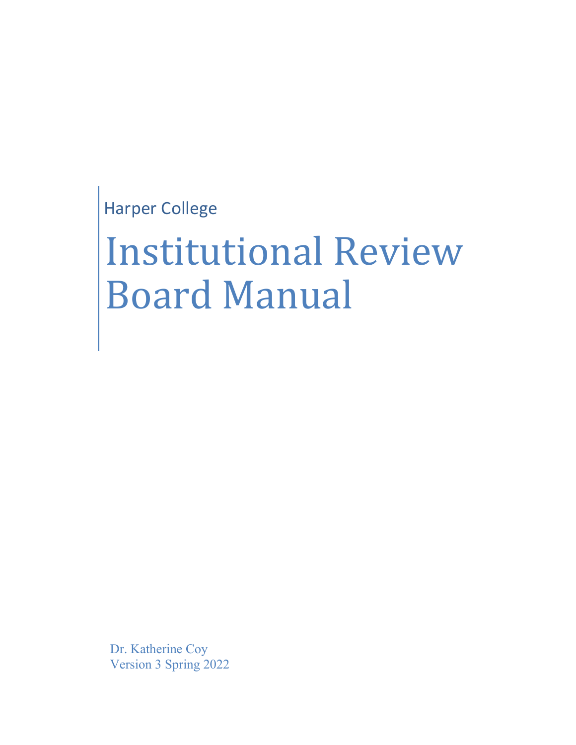Harper College

# Institutional Review Board Manual

Dr. Katherine Coy
Version 3 Spring 2022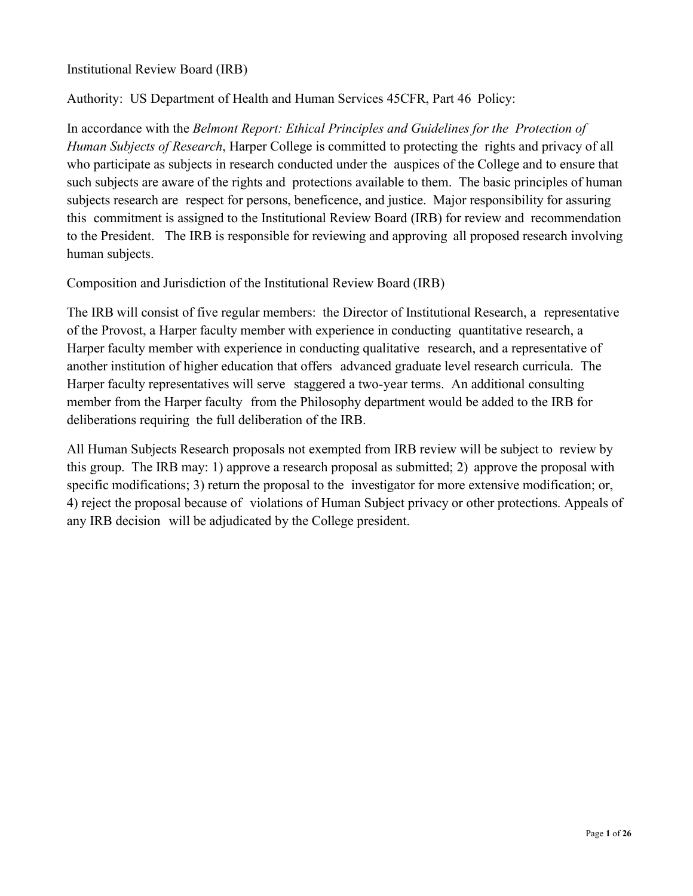Institutional Review Board (IRB)

Authority: US Department of Health and Human Services 45CFR, Part 46 Policy:

In accordance with the *Belmont Report: Ethical Principles and Guidelines for the Protection of Human Subjects of Research*, Harper College is committed to protecting the rights and privacy of all who participate as subjects in research conducted under the auspices of the College and to ensure that such subjects are aware of the rights and protections available to them. The basic principles of human subjects research are respect for persons, beneficence, and justice. Major responsibility for assuring this commitment is assigned to the Institutional Review Board (IRB) for review and recommendation to the President. The IRB is responsible for reviewing and approving all proposed research involving human subjects.

Composition and Jurisdiction of the Institutional Review Board (IRB)

The IRB will consist of five regular members: the Director of Institutional Research, a representative of the Provost, a Harper faculty member with experience in conducting quantitative research, a Harper faculty member with experience in conducting qualitative research, and a representative of another institution of higher education that offers advanced graduate level research curricula. The Harper faculty representatives will serve staggered a two-year terms. An additional consulting member from the Harper faculty from the Philosophy department would be added to the IRB for deliberations requiring the full deliberation of the IRB.

All Human Subjects Research proposals not exempted from IRB review will be subject to review by this group. The IRB may: 1) approve a research proposal as submitted; 2) approve the proposal with specific modifications; 3) return the proposal to the investigator for more extensive modification; or, 4) reject the proposal because of violations of Human Subject privacy or other protections. Appeals of any IRB decision will be adjudicated by the College president.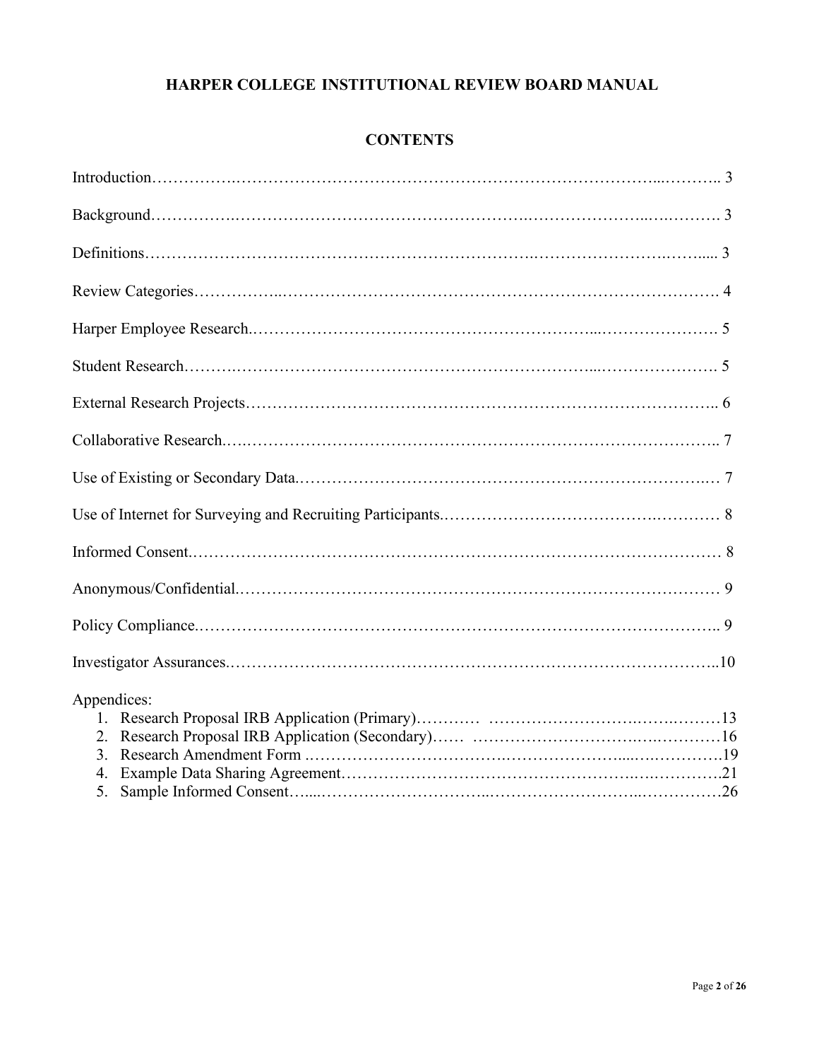# HARPER COLLEGE INSTITUTIONAL REVIEW BOARD MANUAL

## CONTENTS

| | |
|---|---|
| Introduction | 3 |
| Background | 3 |
| Definitions | 3 |
| Review Categories | 4 |
| Harper Employee Research | 5 |
| Student Research | 5 |
| External Research Projects | 6 |
| Collaborative Research | 7 |
| Use of Existing or Secondary Data | 7 |
| Use of Internet for Surveying and Recruiting Participants | 8 |
| Informed Consent | 8 |
| Anonymous/Confidential | 9 |
| Policy Compliance | 9 |
| Investigator Assurances | 10 |

Appendices:

| | |
|---|---|
| 1. Research Proposal IRB Application (Primary) | 13 |
| 2. Research Proposal IRB Application (Secondary) | 16 |
| 3. Research Amendment Form | 19 |
| 4. Example Data Sharing Agreement | 21 |
| 5. Sample Informed Consent | 26 |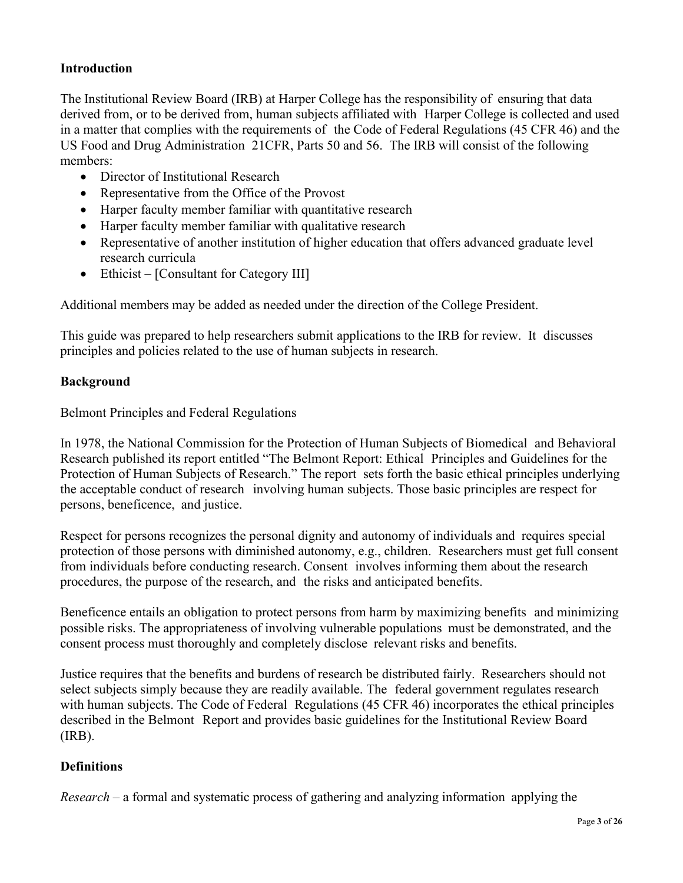## Introduction

The Institutional Review Board (IRB) at Harper College has the responsibility of ensuring that data derived from, or to be derived from, human subjects affiliated with Harper College is collected and used in a matter that complies with the requirements of the Code of Federal Regulations (45 CFR 46) and the US Food and Drug Administration 21CFR, Parts 50 and 56. The IRB will consist of the following members:

- Director of Institutional Research
- Representative from the Office of the Provost
- Harper faculty member familiar with quantitative research
- Harper faculty member familiar with qualitative research
- Representative of another institution of higher education that offers advanced graduate level research curricula
- Ethicist – [Consultant for Category III]

Additional members may be added as needed under the direction of the College President.

This guide was prepared to help researchers submit applications to the IRB for review. It discusses principles and policies related to the use of human subjects in research.

## Background

Belmont Principles and Federal Regulations

In 1978, the National Commission for the Protection of Human Subjects of Biomedical and Behavioral Research published its report entitled "The Belmont Report: Ethical Principles and Guidelines for the Protection of Human Subjects of Research." The report sets forth the basic ethical principles underlying the acceptable conduct of research involving human subjects. Those basic principles are respect for persons, beneficence, and justice.

Respect for persons recognizes the personal dignity and autonomy of individuals and requires special protection of those persons with diminished autonomy, e.g., children. Researchers must get full consent from individuals before conducting research. Consent involves informing them about the research procedures, the purpose of the research, and the risks and anticipated benefits.

Beneficence entails an obligation to protect persons from harm by maximizing benefits and minimizing possible risks. The appropriateness of involving vulnerable populations must be demonstrated, and the consent process must thoroughly and completely disclose relevant risks and benefits.

Justice requires that the benefits and burdens of research be distributed fairly. Researchers should not select subjects simply because they are readily available. The federal government regulates research with human subjects. The Code of Federal Regulations (45 CFR 46) incorporates the ethical principles described in the Belmont Report and provides basic guidelines for the Institutional Review Board (IRB).

## Definitions

*Research* – a formal and systematic process of gathering and analyzing information applying the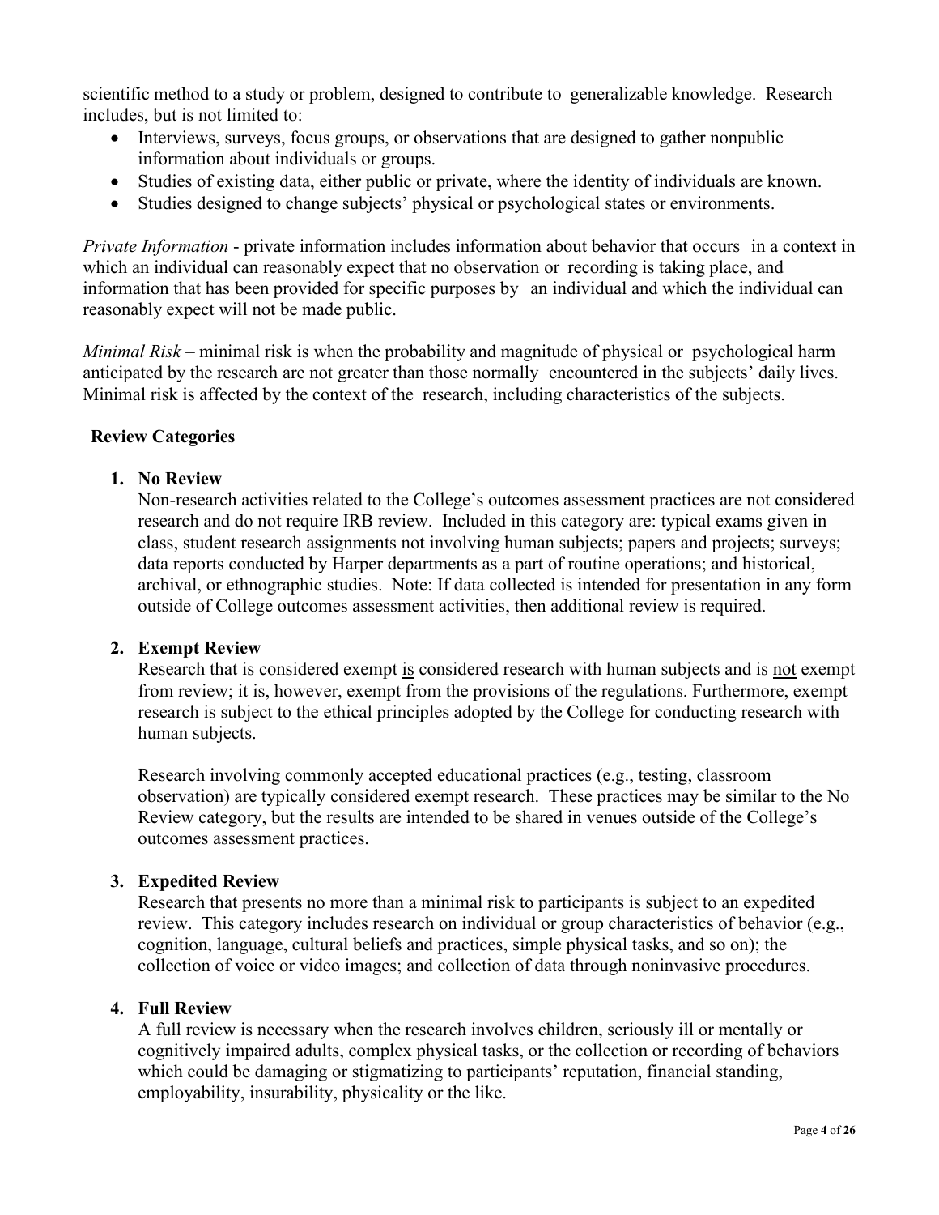scientific method to a study or problem, designed to contribute to generalizable knowledge. Research includes, but is not limited to:

- Interviews, surveys, focus groups, or observations that are designed to gather nonpublic information about individuals or groups.
- Studies of existing data, either public or private, where the identity of individuals are known.
- Studies designed to change subjects' physical or psychological states or environments.

*Private Information* - private information includes information about behavior that occurs in a context in which an individual can reasonably expect that no observation or recording is taking place, and information that has been provided for specific purposes by an individual and which the individual can reasonably expect will not be made public.

*Minimal Risk* – minimal risk is when the probability and magnitude of physical or psychological harm anticipated by the research are not greater than those normally encountered in the subjects' daily lives. Minimal risk is affected by the context of the research, including characteristics of the subjects.

**Review Categories**

1. **No Review**
   Non-research activities related to the College's outcomes assessment practices are not considered research and do not require IRB review. Included in this category are: typical exams given in class, student research assignments not involving human subjects; papers and projects; surveys; data reports conducted by Harper departments as a part of routine operations; and historical, archival, or ethnographic studies. Note: If data collected is intended for presentation in any form outside of College outcomes assessment activities, then additional review is required.

2. **Exempt Review**
   Research that is considered exempt is considered research with human subjects and is not exempt from review; it is, however, exempt from the provisions of the regulations. Furthermore, exempt research is subject to the ethical principles adopted by the College for conducting research with human subjects.

   Research involving commonly accepted educational practices (e.g., testing, classroom observation) are typically considered exempt research. These practices may be similar to the No Review category, but the results are intended to be shared in venues outside of the College's outcomes assessment practices.

3. **Expedited Review**
   Research that presents no more than a minimal risk to participants is subject to an expedited review. This category includes research on individual or group characteristics of behavior (e.g., cognition, language, cultural beliefs and practices, simple physical tasks, and so on); the collection of voice or video images; and collection of data through noninvasive procedures.

4. **Full Review**
   A full review is necessary when the research involves children, seriously ill or mentally or cognitively impaired adults, complex physical tasks, or the collection or recording of behaviors which could be damaging or stigmatizing to participants' reputation, financial standing, employability, insurability, physicality or the like.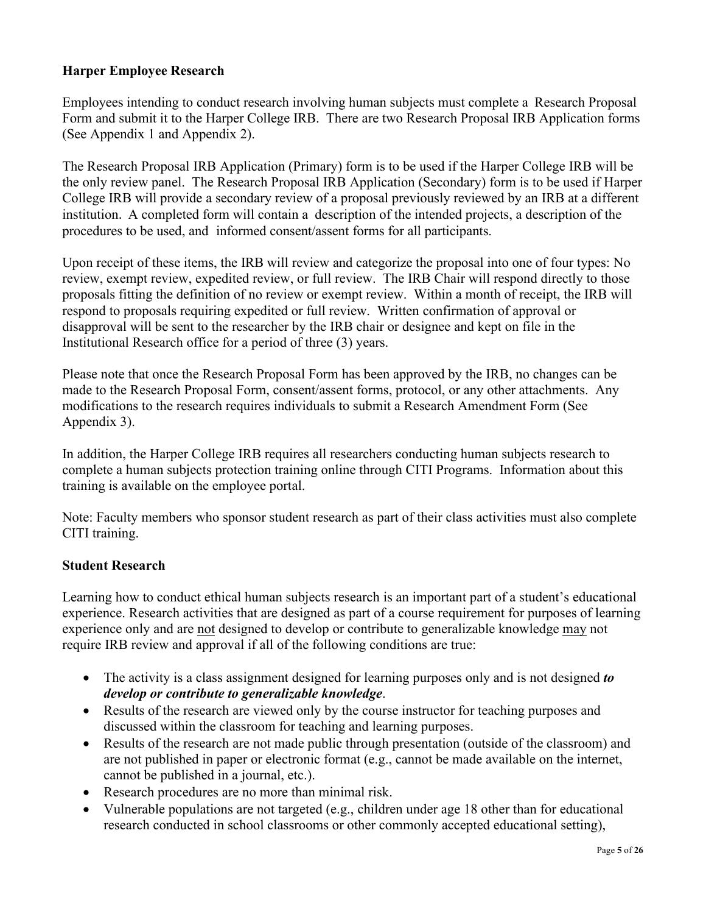### Harper Employee Research

Employees intending to conduct research involving human subjects must complete a Research Proposal Form and submit it to the Harper College IRB. There are two Research Proposal IRB Application forms (See Appendix 1 and Appendix 2).

The Research Proposal IRB Application (Primary) form is to be used if the Harper College IRB will be the only review panel. The Research Proposal IRB Application (Secondary) form is to be used if Harper College IRB will provide a secondary review of a proposal previously reviewed by an IRB at a different institution. A completed form will contain a description of the intended projects, a description of the procedures to be used, and informed consent/assent forms for all participants.

Upon receipt of these items, the IRB will review and categorize the proposal into one of four types: No review, exempt review, expedited review, or full review. The IRB Chair will respond directly to those proposals fitting the definition of no review or exempt review. Within a month of receipt, the IRB will respond to proposals requiring expedited or full review. Written confirmation of approval or disapproval will be sent to the researcher by the IRB chair or designee and kept on file in the Institutional Research office for a period of three (3) years.

Please note that once the Research Proposal Form has been approved by the IRB, no changes can be made to the Research Proposal Form, consent/assent forms, protocol, or any other attachments. Any modifications to the research requires individuals to submit a Research Amendment Form (See Appendix 3).

In addition, the Harper College IRB requires all researchers conducting human subjects research to complete a human subjects protection training online through CITI Programs. Information about this training is available on the employee portal.

Note: Faculty members who sponsor student research as part of their class activities must also complete CITI training.

### Student Research

Learning how to conduct ethical human subjects research is an important part of a student's educational experience. Research activities that are designed as part of a course requirement for purposes of learning experience only and are <u>not</u> designed to develop or contribute to generalizable knowledge <u>may</u> not require IRB review and approval if all of the following conditions are true:

- The activity is a class assignment designed for learning purposes only and is not designed ***to develop or contribute to generalizable knowledge***.
- Results of the research are viewed only by the course instructor for teaching purposes and discussed within the classroom for teaching and learning purposes.
- Results of the research are not made public through presentation (outside of the classroom) and are not published in paper or electronic format (e.g., cannot be made available on the internet, cannot be published in a journal, etc.).
- Research procedures are no more than minimal risk.
- Vulnerable populations are not targeted (e.g., children under age 18 other than for educational research conducted in school classrooms or other commonly accepted educational setting),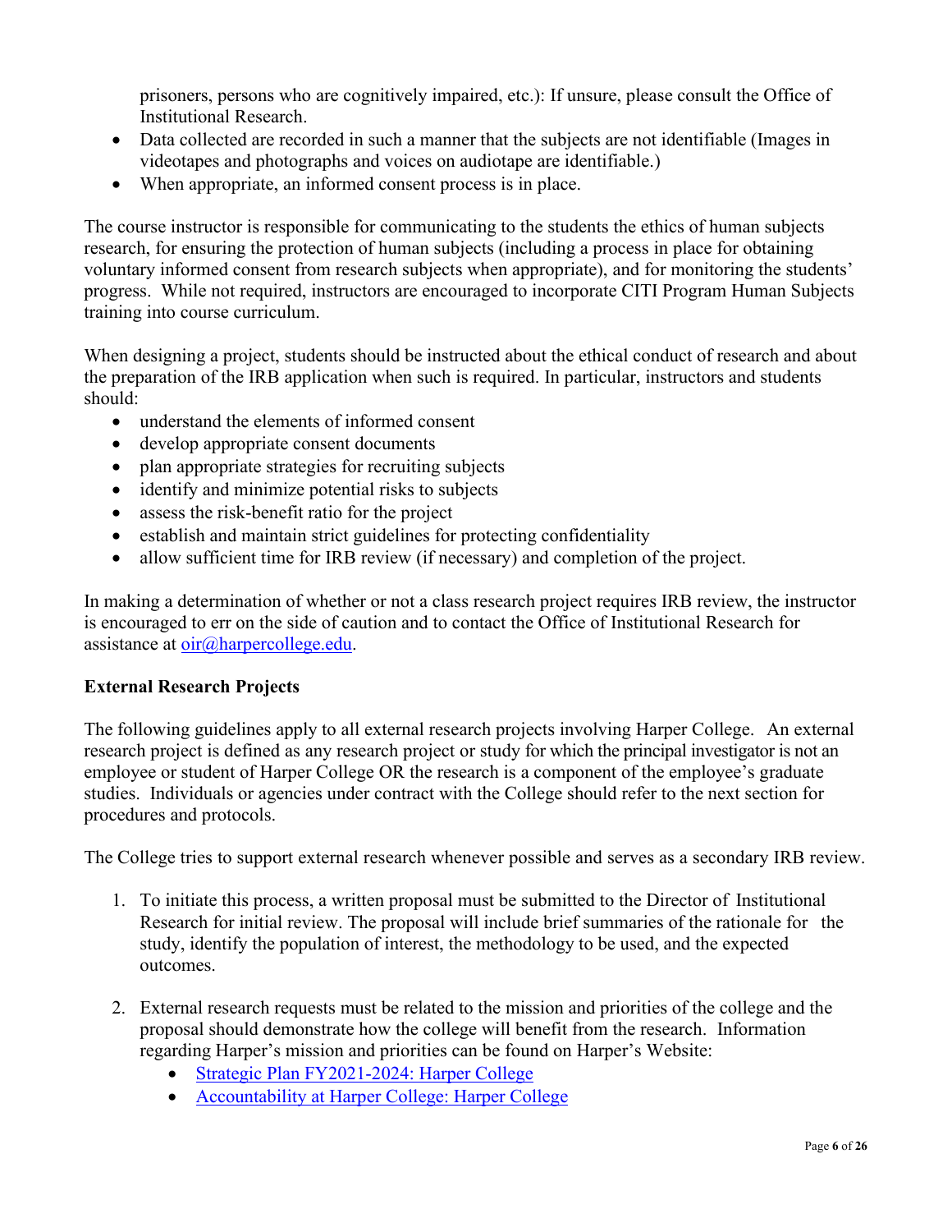prisoners, persons who are cognitively impaired, etc.): If unsure, please consult the Office of Institutional Research.

- Data collected are recorded in such a manner that the subjects are not identifiable (Images in videotapes and photographs and voices on audiotape are identifiable.)
- When appropriate, an informed consent process is in place.

The course instructor is responsible for communicating to the students the ethics of human subjects research, for ensuring the protection of human subjects (including a process in place for obtaining voluntary informed consent from research subjects when appropriate), and for monitoring the students' progress. While not required, instructors are encouraged to incorporate CITI Program Human Subjects training into course curriculum.

When designing a project, students should be instructed about the ethical conduct of research and about the preparation of the IRB application when such is required. In particular, instructors and students should:

- understand the elements of informed consent
- develop appropriate consent documents
- plan appropriate strategies for recruiting subjects
- identify and minimize potential risks to subjects
- assess the risk-benefit ratio for the project
- establish and maintain strict guidelines for protecting confidentiality
- allow sufficient time for IRB review (if necessary) and completion of the project.

In making a determination of whether or not a class research project requires IRB review, the instructor is encouraged to err on the side of caution and to contact the Office of Institutional Research for assistance at oir@harpercollege.edu.

**External Research Projects**

The following guidelines apply to all external research projects involving Harper College. An external research project is defined as any research project or study for which the principal investigator is not an employee or student of Harper College OR the research is a component of the employee's graduate studies. Individuals or agencies under contract with the College should refer to the next section for procedures and protocols.

The College tries to support external research whenever possible and serves as a secondary IRB review.

1. To initiate this process, a written proposal must be submitted to the Director of Institutional Research for initial review. The proposal will include brief summaries of the rationale for the study, identify the population of interest, the methodology to be used, and the expected outcomes.

2. External research requests must be related to the mission and priorities of the college and the proposal should demonstrate how the college will benefit from the research. Information regarding Harper's mission and priorities can be found on Harper's Website:
   - Strategic Plan FY2021-2024: Harper College
   - Accountability at Harper College: Harper College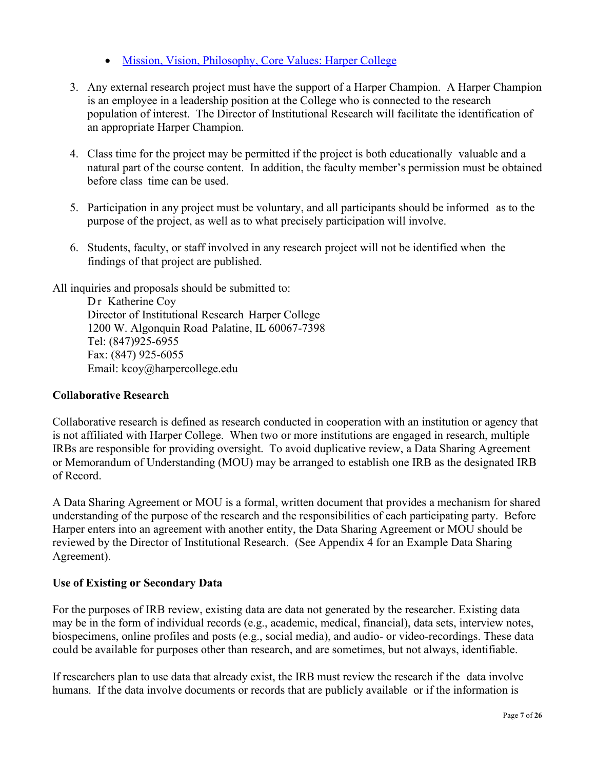- [Mission, Vision, Philosophy, Core Values: Harper College](#)

3. Any external research project must have the support of a Harper Champion. A Harper Champion is an employee in a leadership position at the College who is connected to the research population of interest. The Director of Institutional Research will facilitate the identification of an appropriate Harper Champion.

4. Class time for the project may be permitted if the project is both educationally valuable and a natural part of the course content. In addition, the faculty member's permission must be obtained before class time can be used.

5. Participation in any project must be voluntary, and all participants should be informed as to the purpose of the project, as well as to what precisely participation will involve.

6. Students, faculty, or staff involved in any research project will not be identified when the findings of that project are published.

All inquiries and proposals should be submitted to:

Dr Katherine Coy
Director of Institutional Research Harper College
1200 W. Algonquin Road Palatine, IL 60067-7398
Tel: (847)925-6955
Fax: (847) 925-6055
Email: kcoy@harpercollege.edu

**Collaborative Research**

Collaborative research is defined as research conducted in cooperation with an institution or agency that is not affiliated with Harper College. When two or more institutions are engaged in research, multiple IRBs are responsible for providing oversight. To avoid duplicative review, a Data Sharing Agreement or Memorandum of Understanding (MOU) may be arranged to establish one IRB as the designated IRB of Record.

A Data Sharing Agreement or MOU is a formal, written document that provides a mechanism for shared understanding of the purpose of the research and the responsibilities of each participating party. Before Harper enters into an agreement with another entity, the Data Sharing Agreement or MOU should be reviewed by the Director of Institutional Research. (See Appendix 4 for an Example Data Sharing Agreement).

**Use of Existing or Secondary Data**

For the purposes of IRB review, existing data are data not generated by the researcher. Existing data may be in the form of individual records (e.g., academic, medical, financial), data sets, interview notes, biospecimens, online profiles and posts (e.g., social media), and audio- or video-recordings. These data could be available for purposes other than research, and are sometimes, but not always, identifiable.

If researchers plan to use data that already exist, the IRB must review the research if the data involve humans. If the data involve documents or records that are publicly available or if the information is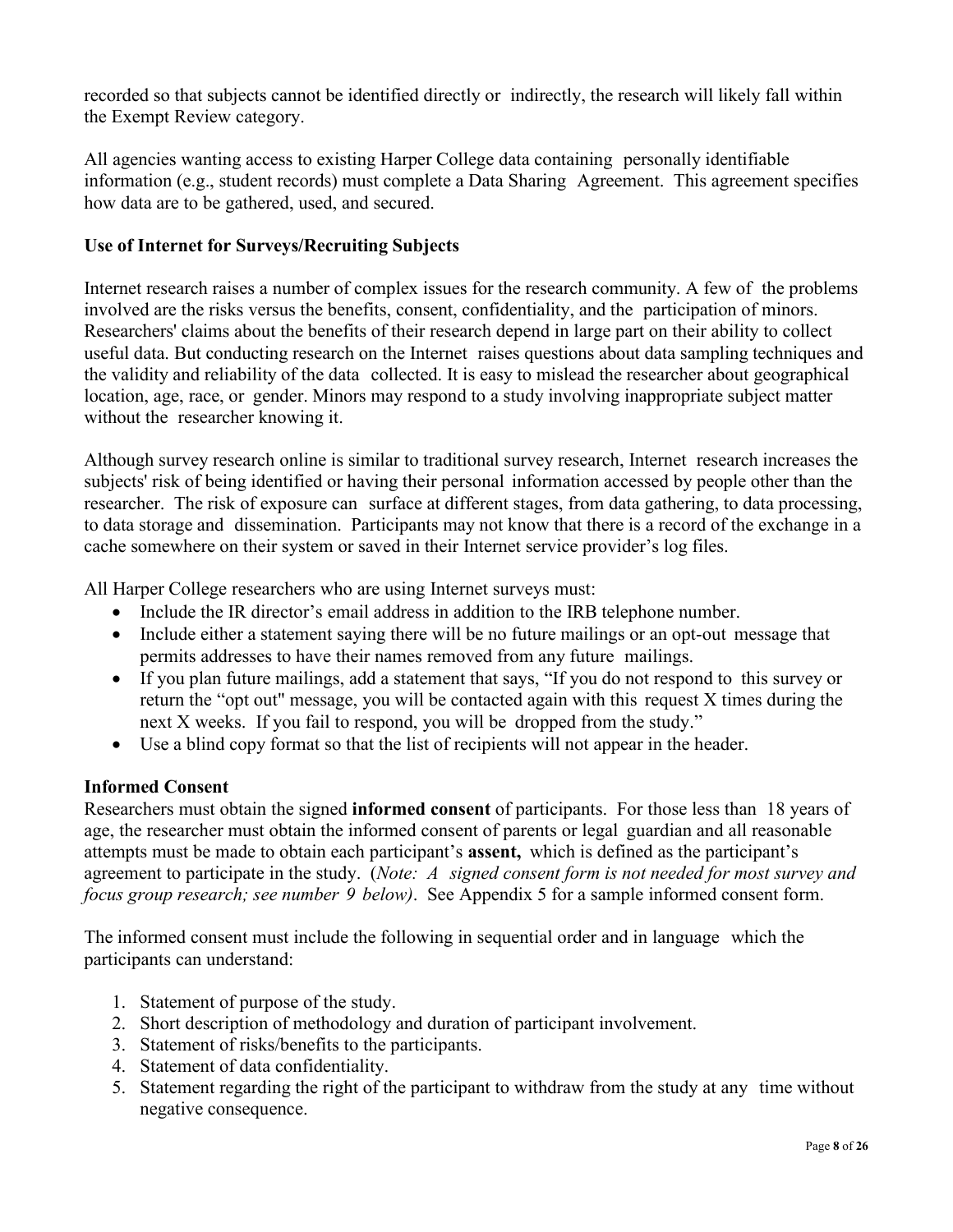recorded so that subjects cannot be identified directly or indirectly, the research will likely fall within the Exempt Review category.

All agencies wanting access to existing Harper College data containing personally identifiable information (e.g., student records) must complete a Data Sharing Agreement. This agreement specifies how data are to be gathered, used, and secured.

**Use of Internet for Surveys/Recruiting Subjects**

Internet research raises a number of complex issues for the research community. A few of the problems involved are the risks versus the benefits, consent, confidentiality, and the participation of minors. Researchers' claims about the benefits of their research depend in large part on their ability to collect useful data. But conducting research on the Internet raises questions about data sampling techniques and the validity and reliability of the data collected. It is easy to mislead the researcher about geographical location, age, race, or gender. Minors may respond to a study involving inappropriate subject matter without the researcher knowing it.

Although survey research online is similar to traditional survey research, Internet research increases the subjects' risk of being identified or having their personal information accessed by people other than the researcher. The risk of exposure can surface at different stages, from data gathering, to data processing, to data storage and dissemination. Participants may not know that there is a record of the exchange in a cache somewhere on their system or saved in their Internet service provider's log files.

All Harper College researchers who are using Internet surveys must:

- Include the IR director's email address in addition to the IRB telephone number.
- Include either a statement saying there will be no future mailings or an opt-out message that permits addresses to have their names removed from any future mailings.
- If you plan future mailings, add a statement that says, "If you do not respond to this survey or return the "opt out" message, you will be contacted again with this request X times during the next X weeks. If you fail to respond, you will be dropped from the study."
- Use a blind copy format so that the list of recipients will not appear in the header.

**Informed Consent**

Researchers must obtain the signed **informed consent** of participants. For those less than 18 years of age, the researcher must obtain the informed consent of parents or legal guardian and all reasonable attempts must be made to obtain each participant's **assent,** which is defined as the participant's agreement to participate in the study. (*Note: A signed consent form is not needed for most survey and focus group research; see number 9 below)*. See Appendix 5 for a sample informed consent form.

The informed consent must include the following in sequential order and in language which the participants can understand:

1. Statement of purpose of the study.
2. Short description of methodology and duration of participant involvement.
3. Statement of risks/benefits to the participants.
4. Statement of data confidentiality.
5. Statement regarding the right of the participant to withdraw from the study at any time without negative consequence.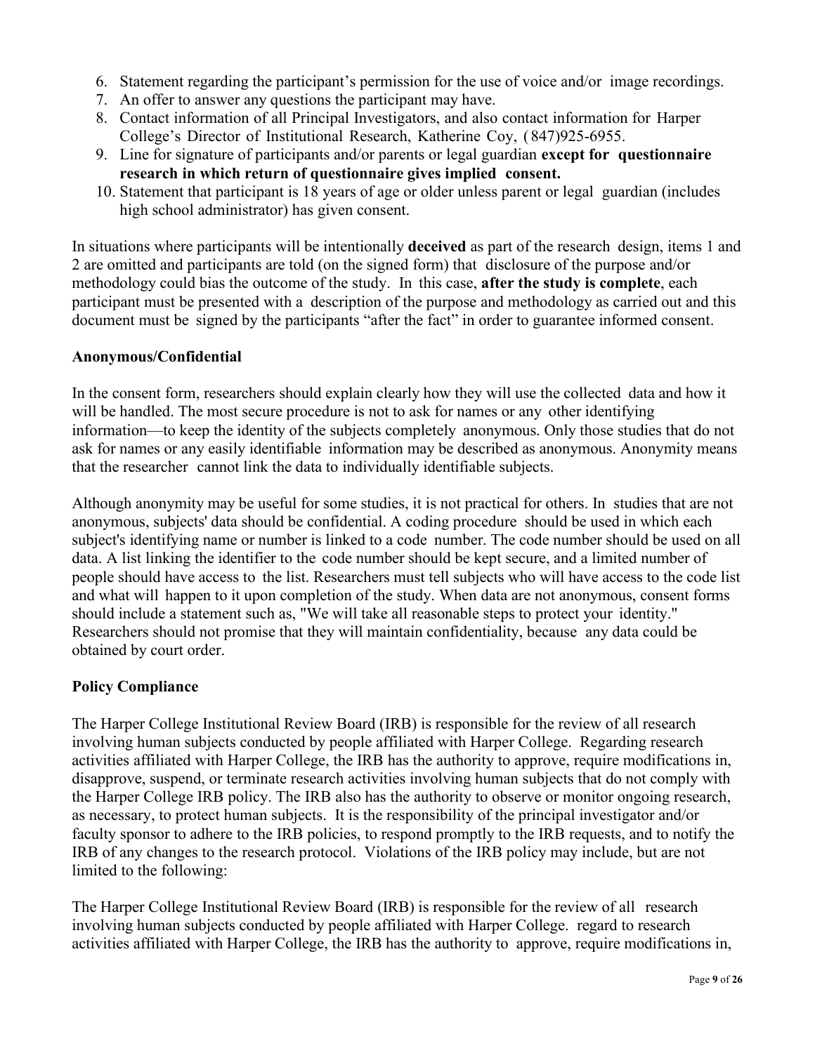6. Statement regarding the participant's permission for the use of voice and/or image recordings.
7. An offer to answer any questions the participant may have.
8. Contact information of all Principal Investigators, and also contact information for Harper College's Director of Institutional Research, Katherine Coy, (847)925-6955.
9. Line for signature of participants and/or parents or legal guardian **except for questionnaire research in which return of questionnaire gives implied consent.**
10. Statement that participant is 18 years of age or older unless parent or legal guardian (includes high school administrator) has given consent.

In situations where participants will be intentionally **deceived** as part of the research design, items 1 and 2 are omitted and participants are told (on the signed form) that disclosure of the purpose and/or methodology could bias the outcome of the study. In this case, **after the study is complete**, each participant must be presented with a description of the purpose and methodology as carried out and this document must be signed by the participants "after the fact" in order to guarantee informed consent.

**Anonymous/Confidential**

In the consent form, researchers should explain clearly how they will use the collected data and how it will be handled. The most secure procedure is not to ask for names or any other identifying information—to keep the identity of the subjects completely anonymous. Only those studies that do not ask for names or any easily identifiable information may be described as anonymous. Anonymity means that the researcher cannot link the data to individually identifiable subjects.

Although anonymity may be useful for some studies, it is not practical for others. In studies that are not anonymous, subjects' data should be confidential. A coding procedure should be used in which each subject's identifying name or number is linked to a code number. The code number should be used on all data. A list linking the identifier to the code number should be kept secure, and a limited number of people should have access to the list. Researchers must tell subjects who will have access to the code list and what will happen to it upon completion of the study. When data are not anonymous, consent forms should include a statement such as, "We will take all reasonable steps to protect your identity." Researchers should not promise that they will maintain confidentiality, because any data could be obtained by court order.

**Policy Compliance**

The Harper College Institutional Review Board (IRB) is responsible for the review of all research involving human subjects conducted by people affiliated with Harper College. Regarding research activities affiliated with Harper College, the IRB has the authority to approve, require modifications in, disapprove, suspend, or terminate research activities involving human subjects that do not comply with the Harper College IRB policy. The IRB also has the authority to observe or monitor ongoing research, as necessary, to protect human subjects. It is the responsibility of the principal investigator and/or faculty sponsor to adhere to the IRB policies, to respond promptly to the IRB requests, and to notify the IRB of any changes to the research protocol. Violations of the IRB policy may include, but are not limited to the following:

The Harper College Institutional Review Board (IRB) is responsible for the review of all research involving human subjects conducted by people affiliated with Harper College. regard to research activities affiliated with Harper College, the IRB has the authority to approve, require modifications in,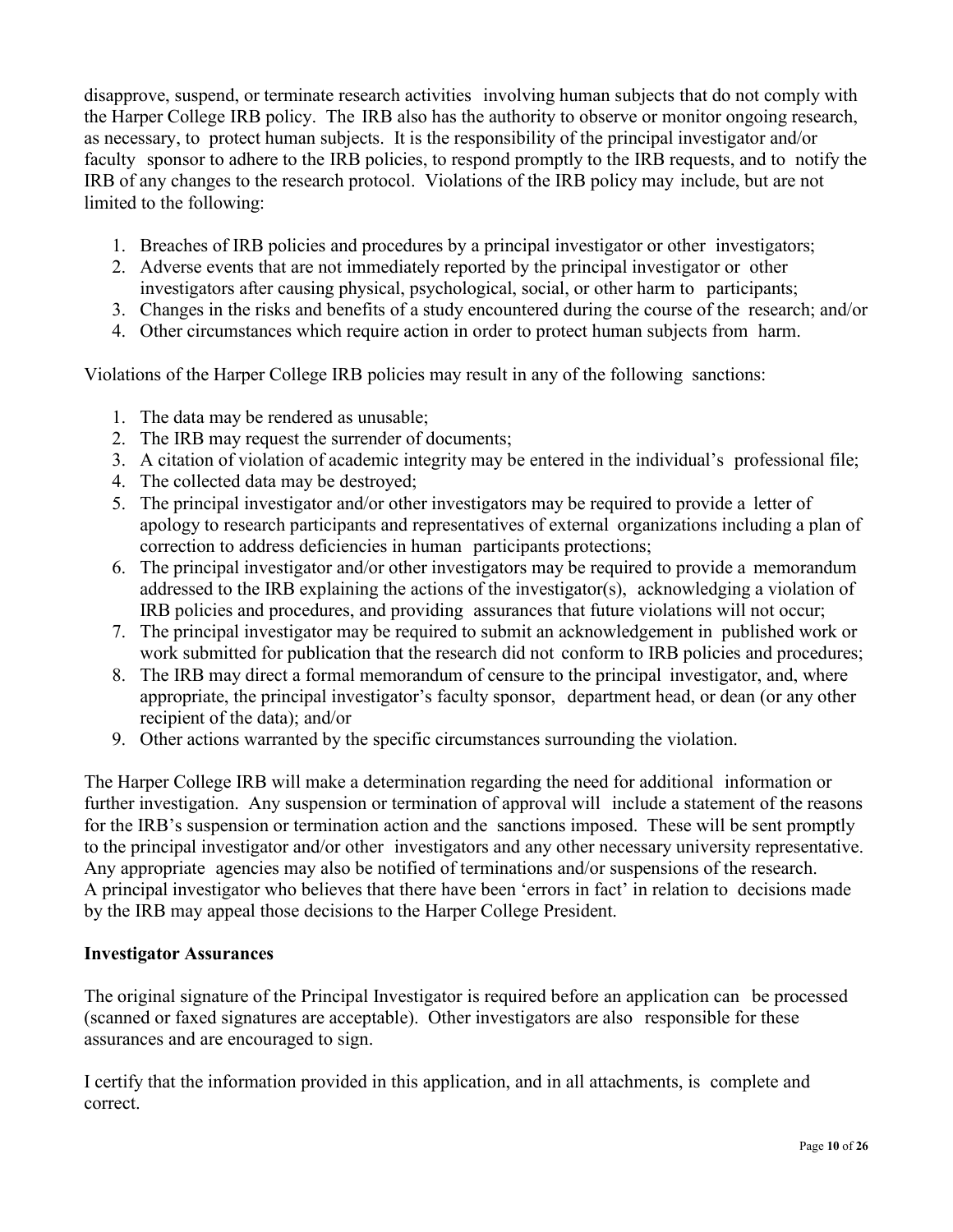disapprove, suspend, or terminate research activities involving human subjects that do not comply with the Harper College IRB policy. The IRB also has the authority to observe or monitor ongoing research, as necessary, to protect human subjects. It is the responsibility of the principal investigator and/or faculty sponsor to adhere to the IRB policies, to respond promptly to the IRB requests, and to notify the IRB of any changes to the research protocol. Violations of the IRB policy may include, but are not limited to the following:

1. Breaches of IRB policies and procedures by a principal investigator or other investigators;
2. Adverse events that are not immediately reported by the principal investigator or other investigators after causing physical, psychological, social, or other harm to participants;
3. Changes in the risks and benefits of a study encountered during the course of the research; and/or
4. Other circumstances which require action in order to protect human subjects from harm.

Violations of the Harper College IRB policies may result in any of the following sanctions:

1. The data may be rendered as unusable;
2. The IRB may request the surrender of documents;
3. A citation of violation of academic integrity may be entered in the individual's professional file;
4. The collected data may be destroyed;
5. The principal investigator and/or other investigators may be required to provide a letter of apology to research participants and representatives of external organizations including a plan of correction to address deficiencies in human participants protections;
6. The principal investigator and/or other investigators may be required to provide a memorandum addressed to the IRB explaining the actions of the investigator(s), acknowledging a violation of IRB policies and procedures, and providing assurances that future violations will not occur;
7. The principal investigator may be required to submit an acknowledgement in published work or work submitted for publication that the research did not conform to IRB policies and procedures;
8. The IRB may direct a formal memorandum of censure to the principal investigator, and, where appropriate, the principal investigator's faculty sponsor, department head, or dean (or any other recipient of the data); and/or
9. Other actions warranted by the specific circumstances surrounding the violation.

The Harper College IRB will make a determination regarding the need for additional information or further investigation. Any suspension or termination of approval will include a statement of the reasons for the IRB's suspension or termination action and the sanctions imposed. These will be sent promptly to the principal investigator and/or other investigators and any other necessary university representative. Any appropriate agencies may also be notified of terminations and/or suspensions of the research. A principal investigator who believes that there have been 'errors in fact' in relation to decisions made by the IRB may appeal those decisions to the Harper College President.

**Investigator Assurances**

The original signature of the Principal Investigator is required before an application can be processed (scanned or faxed signatures are acceptable). Other investigators are also responsible for these assurances and are encouraged to sign.

I certify that the information provided in this application, and in all attachments, is complete and correct.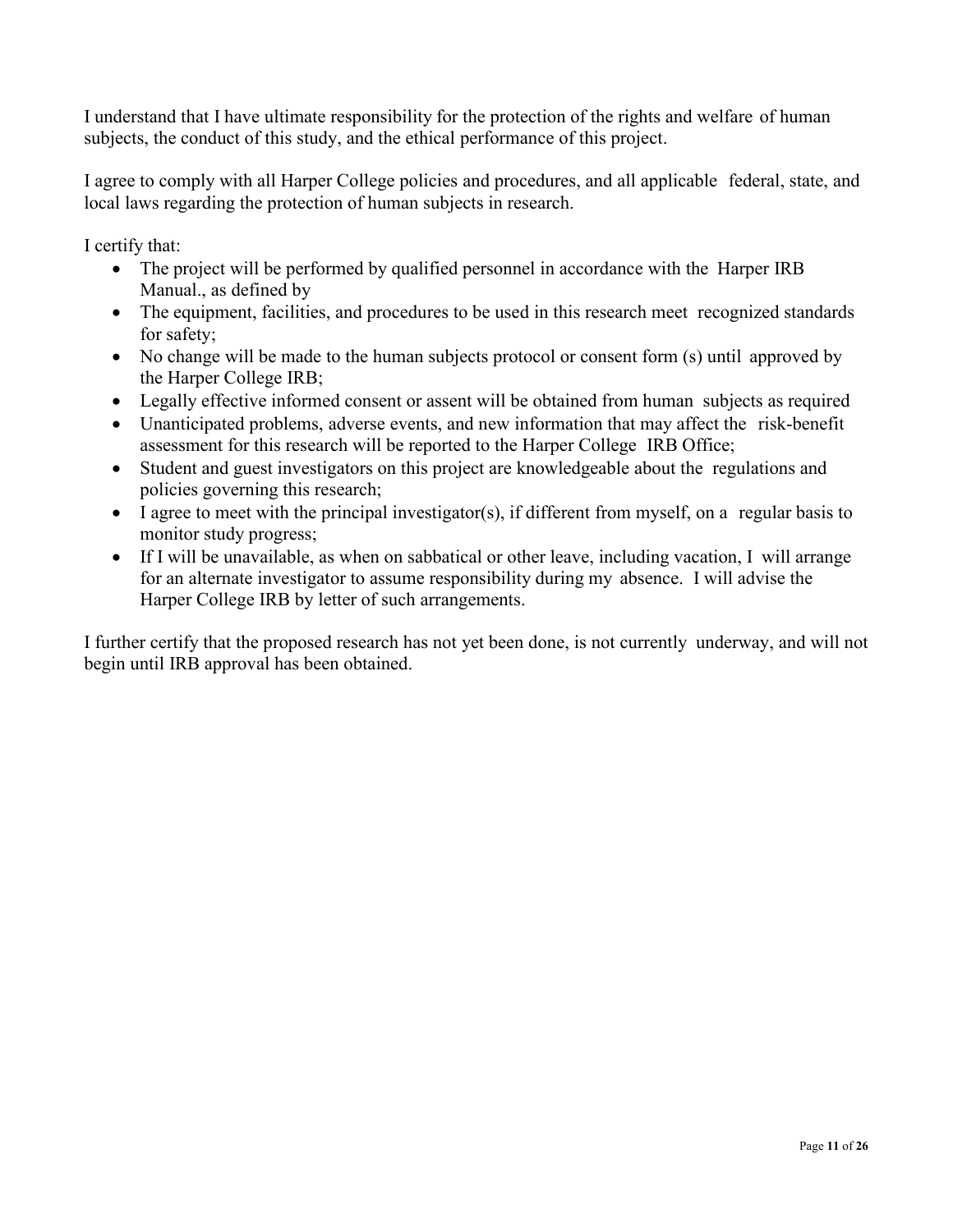I understand that I have ultimate responsibility for the protection of the rights and welfare of human subjects, the conduct of this study, and the ethical performance of this project.

I agree to comply with all Harper College policies and procedures, and all applicable federal, state, and local laws regarding the protection of human subjects in research.

I certify that:

- The project will be performed by qualified personnel in accordance with the Harper IRB Manual., as defined by
- The equipment, facilities, and procedures to be used in this research meet recognized standards for safety;
- No change will be made to the human subjects protocol or consent form (s) until approved by the Harper College IRB;
- Legally effective informed consent or assent will be obtained from human subjects as required
- Unanticipated problems, adverse events, and new information that may affect the risk-benefit assessment for this research will be reported to the Harper College IRB Office;
- Student and guest investigators on this project are knowledgeable about the regulations and policies governing this research;
- I agree to meet with the principal investigator(s), if different from myself, on a regular basis to monitor study progress;
- If I will be unavailable, as when on sabbatical or other leave, including vacation, I will arrange for an alternate investigator to assume responsibility during my absence. I will advise the Harper College IRB by letter of such arrangements.

I further certify that the proposed research has not yet been done, is not currently underway, and will not begin until IRB approval has been obtained.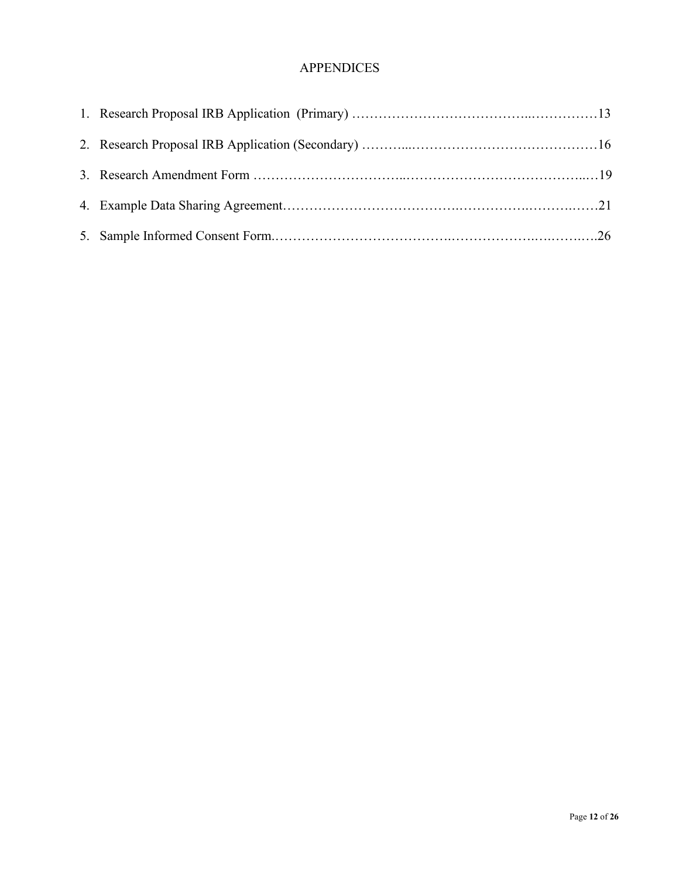# APPENDICES

1. Research Proposal IRB Application (Primary) …………………………………..……………13
2. Research Proposal IRB Application (Secondary) ………...……………………………………16
3. Research Amendment Form ……………………………..…………………………………..…19
4. Example Data Sharing Agreement……………………………….……………..……….……21
5. Sample Informed Consent Form.……………………………….………………..…..…….….26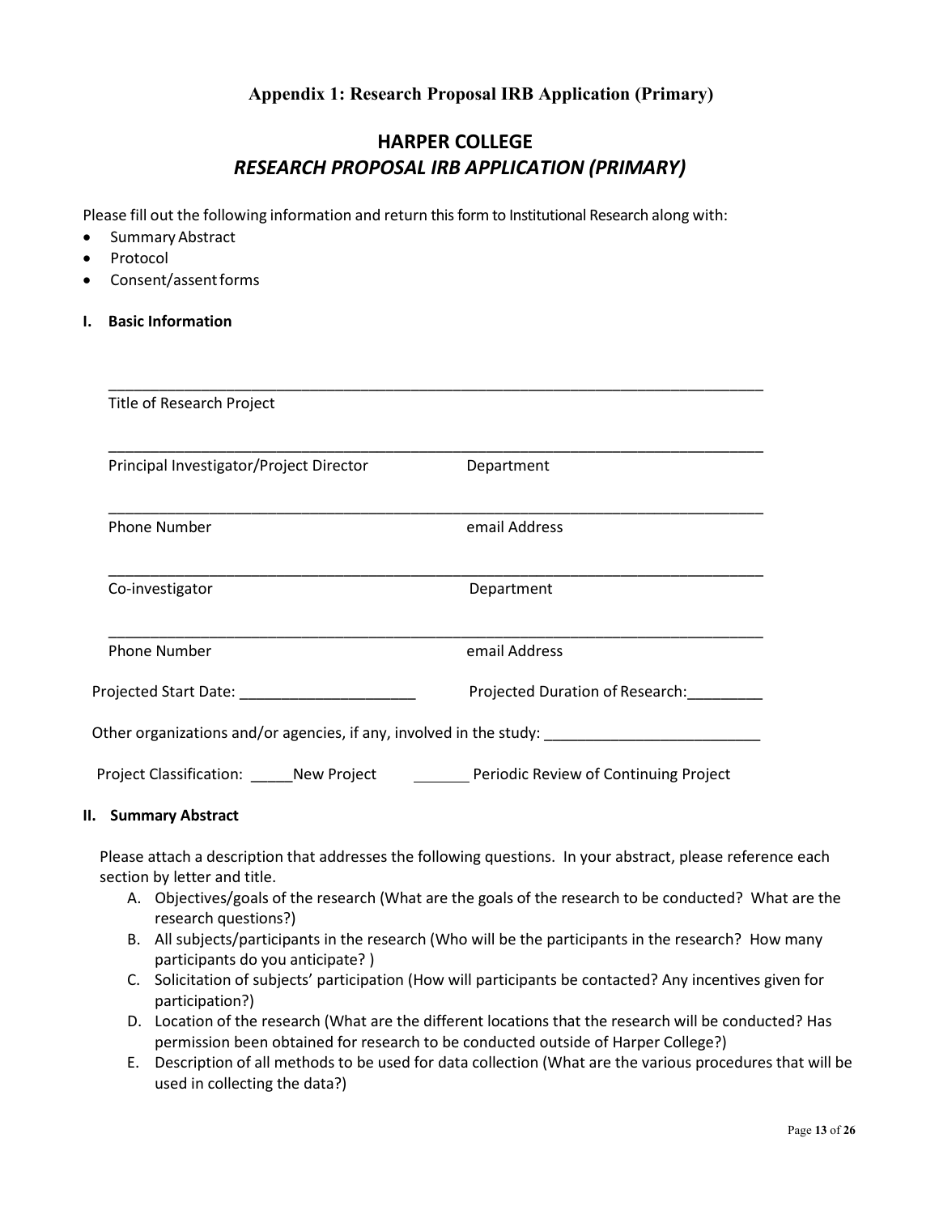## Appendix 1: Research Proposal IRB Application (Primary)

# HARPER COLLEGE
## *RESEARCH PROPOSAL IRB APPLICATION (PRIMARY)*

Please fill out the following information and return this form to Institutional Research along with:

- Summary Abstract
- Protocol
- Consent/assent forms

### I. Basic Information

_______________________________________________________________________________

Title of Research Project

_______________________________________________________________________________

Principal Investigator/Project Director Department

_______________________________________________________________________________

Phone Number email Address

_______________________________________________________________________________

Co-investigator Department

_______________________________________________________________________________

Phone Number email Address

Projected Start Date: _____________________ Projected Duration of Research:_________

Other organizations and/or agencies, if any, involved in the study: _________________________

Project Classification: _____New Project _______ Periodic Review of Continuing Project

### II. Summary Abstract

Please attach a description that addresses the following questions. In your abstract, please reference each section by letter and title.

A. Objectives/goals of the research (What are the goals of the research to be conducted? What are the research questions?)
B. All subjects/participants in the research (Who will be the participants in the research? How many participants do you anticipate? )
C. Solicitation of subjects' participation (How will participants be contacted? Any incentives given for participation?)
D. Location of the research (What are the different locations that the research will be conducted? Has permission been obtained for research to be conducted outside of Harper College?)
E. Description of all methods to be used for data collection (What are the various procedures that will be used in collecting the data?)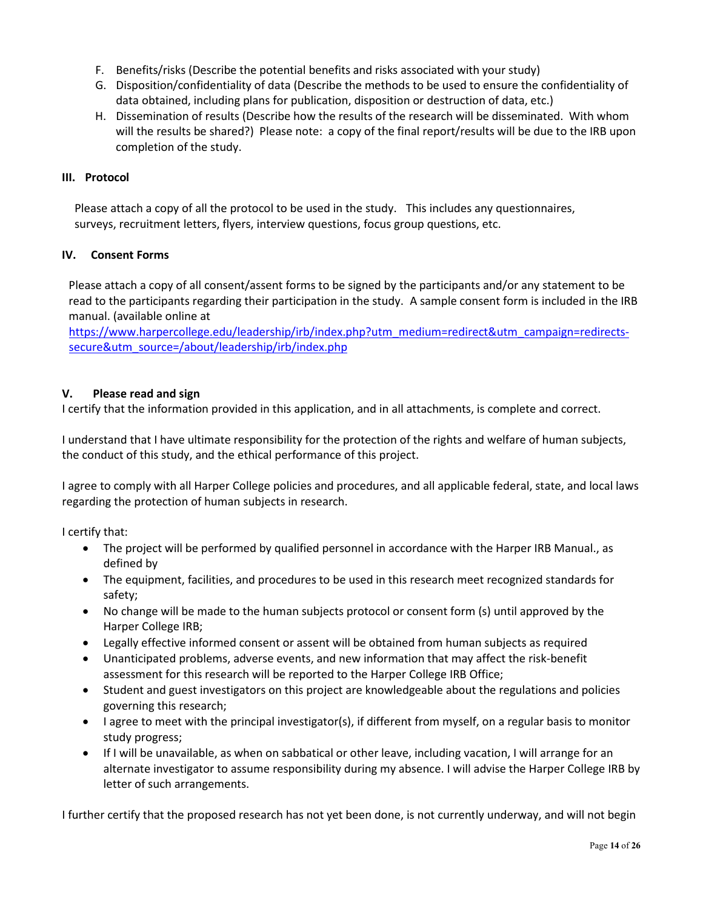F. Benefits/risks (Describe the potential benefits and risks associated with your study)
G. Disposition/confidentiality of data (Describe the methods to be used to ensure the confidentiality of data obtained, including plans for publication, disposition or destruction of data, etc.)
H. Dissemination of results (Describe how the results of the research will be disseminated. With whom will the results be shared?) Please note: a copy of the final report/results will be due to the IRB upon completion of the study.

### III. Protocol

Please attach a copy of all the protocol to be used in the study. This includes any questionnaires, surveys, recruitment letters, flyers, interview questions, focus group questions, etc.

### IV. Consent Forms

Please attach a copy of all consent/assent forms to be signed by the participants and/or any statement to be read to the participants regarding their participation in the study. A sample consent form is included in the IRB manual. (available online at [https://www.harpercollege.edu/leadership/irb/index.php?utm_medium=redirect&utm_campaign=redirects-secure&utm_source=/about/leadership/irb/index.php](https://www.harpercollege.edu/leadership/irb/index.php?utm_medium=redirect&utm_campaign=redirects-secure&utm_source=/about/leadership/irb/index.php)

### V. Please read and sign

I certify that the information provided in this application, and in all attachments, is complete and correct.

I understand that I have ultimate responsibility for the protection of the rights and welfare of human subjects, the conduct of this study, and the ethical performance of this project.

I agree to comply with all Harper College policies and procedures, and all applicable federal, state, and local laws regarding the protection of human subjects in research.

I certify that:

- The project will be performed by qualified personnel in accordance with the Harper IRB Manual., as defined by
- The equipment, facilities, and procedures to be used in this research meet recognized standards for safety;
- No change will be made to the human subjects protocol or consent form (s) until approved by the Harper College IRB;
- Legally effective informed consent or assent will be obtained from human subjects as required
- Unanticipated problems, adverse events, and new information that may affect the risk-benefit assessment for this research will be reported to the Harper College IRB Office;
- Student and guest investigators on this project are knowledgeable about the regulations and policies governing this research;
- I agree to meet with the principal investigator(s), if different from myself, on a regular basis to monitor study progress;
- If I will be unavailable, as when on sabbatical or other leave, including vacation, I will arrange for an alternate investigator to assume responsibility during my absence. I will advise the Harper College IRB by letter of such arrangements.

I further certify that the proposed research has not yet been done, is not currently underway, and will not begin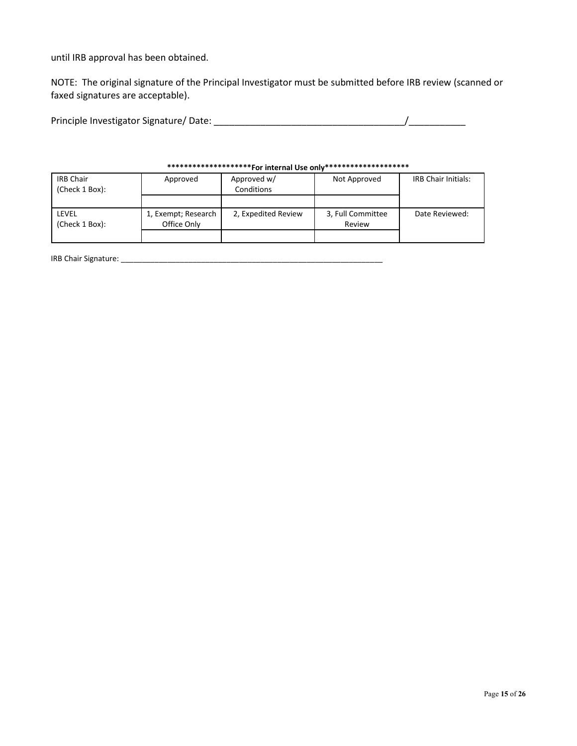until IRB approval has been obtained.

NOTE: The original signature of the Principal Investigator must be submitted before IRB review (scanned or faxed signatures are acceptable).

Principle Investigator Signature/ Date: ____________________________________/___________

**********************For internal Use only*********************

| IRB Chair (Check 1 Box): | Approved | Approved w/ Conditions | Not Approved | IRB Chair Initials: |
|---|---|---|---|---|
| | | | | |
| LEVEL (Check 1 Box): | 1, Exempt; Research Office Only | 2, Expedited Review | 3, Full Committee Review | Date Reviewed: |
| | | | | |

IRB Chair Signature: ______________________________________________________________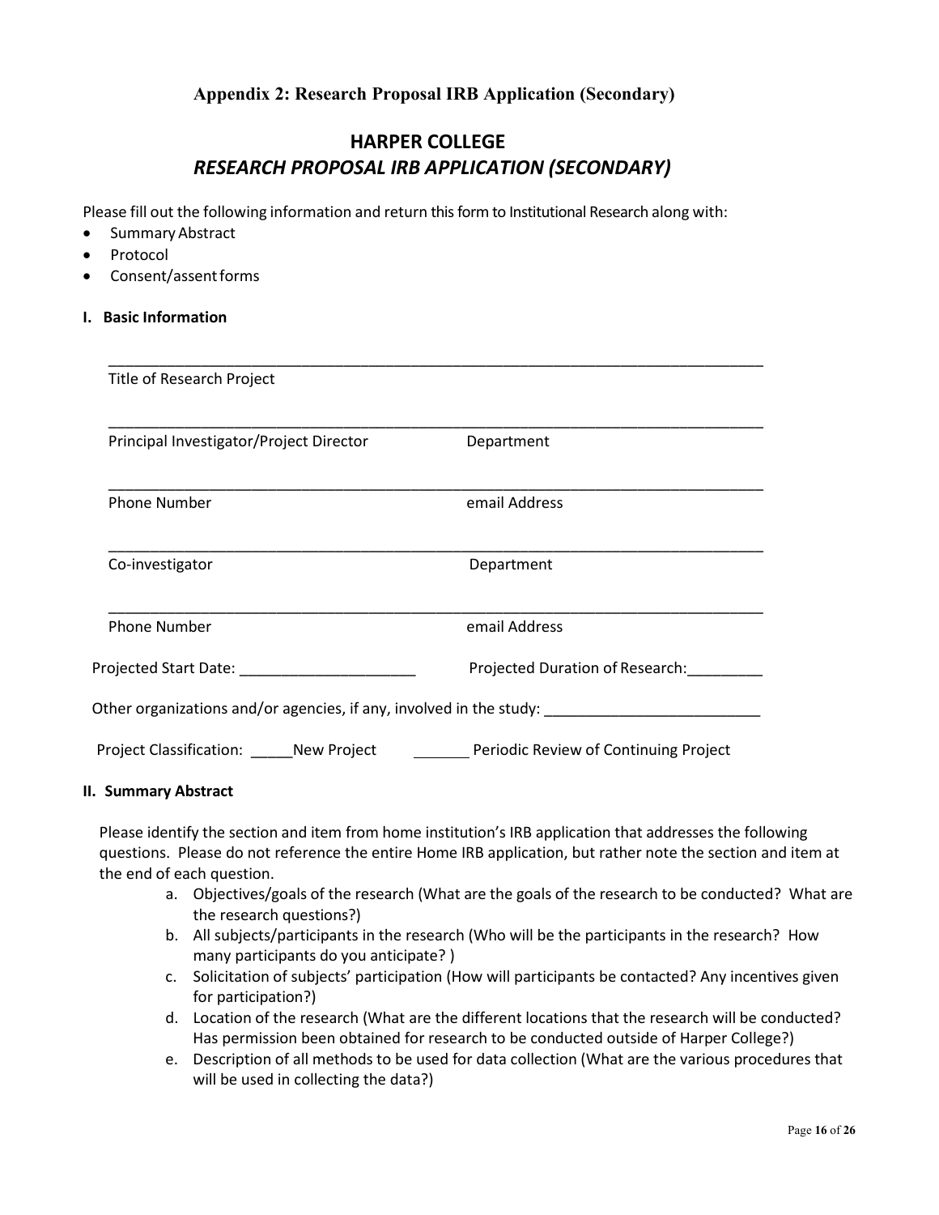## Appendix 2: Research Proposal IRB Application (Secondary)

# HARPER COLLEGE
## *RESEARCH PROPOSAL IRB APPLICATION (SECONDARY)*

Please fill out the following information and return this form to Institutional Research along with:

- Summary Abstract
- Protocol
- Consent/assent forms

**I. Basic Information**

______________________________________________________________________________
Title of Research Project

______________________________________________________________________________
Principal Investigator/Project Director                    Department

______________________________________________________________________________
Phone Number                    email Address

______________________________________________________________________________
Co-investigator                    Department

______________________________________________________________________________
Phone Number                    email Address

Projected Start Date: ____________________          Projected Duration of Research:_________

Other organizations and/or agencies, if any, involved in the study: ________________________

Project Classification: _____New Project          _______ Periodic Review of Continuing Project

**II. Summary Abstract**

Please identify the section and item from home institution's IRB application that addresses the following questions. Please do not reference the entire Home IRB application, but rather note the section and item at the end of each question.

a. Objectives/goals of the research (What are the goals of the research to be conducted? What are the research questions?)
b. All subjects/participants in the research (Who will be the participants in the research? How many participants do you anticipate? )
c. Solicitation of subjects' participation (How will participants be contacted? Any incentives given for participation?)
d. Location of the research (What are the different locations that the research will be conducted? Has permission been obtained for research to be conducted outside of Harper College?)
e. Description of all methods to be used for data collection (What are the various procedures that will be used in collecting the data?)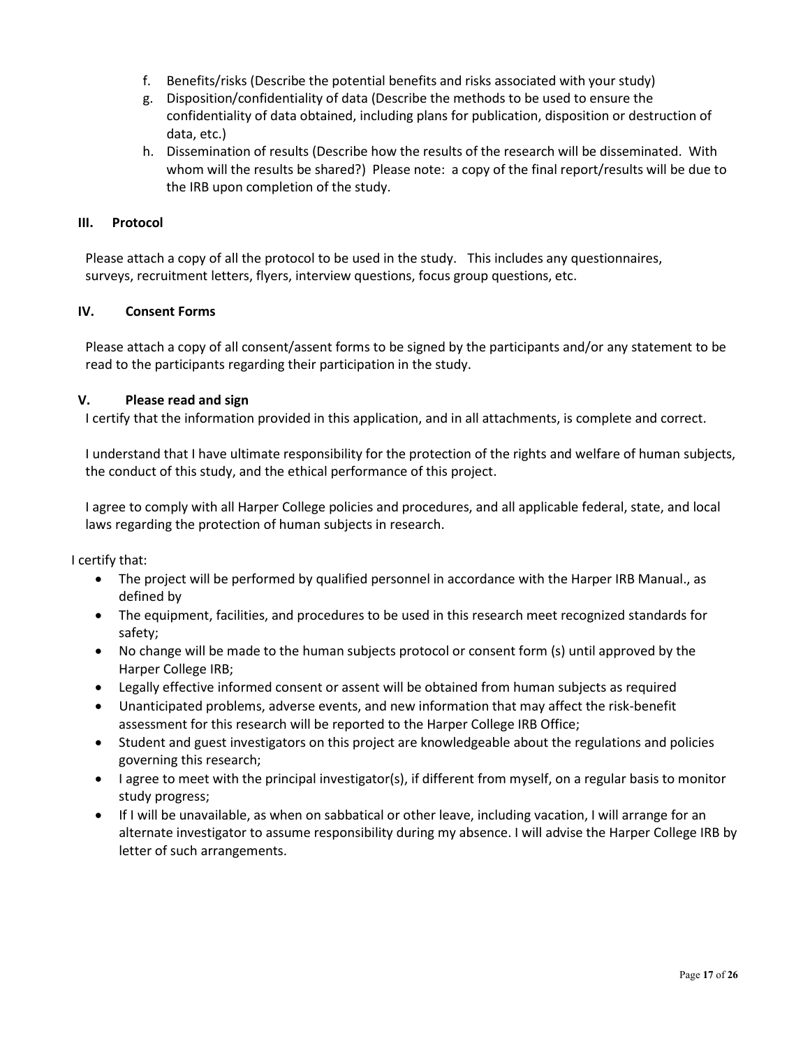f. Benefits/risks (Describe the potential benefits and risks associated with your study)
g. Disposition/confidentiality of data (Describe the methods to be used to ensure the confidentiality of data obtained, including plans for publication, disposition or destruction of data, etc.)
h. Dissemination of results (Describe how the results of the research will be disseminated. With whom will the results be shared?) Please note: a copy of the final report/results will be due to the IRB upon completion of the study.

### III. Protocol

Please attach a copy of all the protocol to be used in the study. This includes any questionnaires, surveys, recruitment letters, flyers, interview questions, focus group questions, etc.

### IV. Consent Forms

Please attach a copy of all consent/assent forms to be signed by the participants and/or any statement to be read to the participants regarding their participation in the study.

### V. Please read and sign

I certify that the information provided in this application, and in all attachments, is complete and correct.

I understand that I have ultimate responsibility for the protection of the rights and welfare of human subjects, the conduct of this study, and the ethical performance of this project.

I agree to comply with all Harper College policies and procedures, and all applicable federal, state, and local laws regarding the protection of human subjects in research.

I certify that:

- The project will be performed by qualified personnel in accordance with the Harper IRB Manual., as defined by
- The equipment, facilities, and procedures to be used in this research meet recognized standards for safety;
- No change will be made to the human subjects protocol or consent form (s) until approved by the Harper College IRB;
- Legally effective informed consent or assent will be obtained from human subjects as required
- Unanticipated problems, adverse events, and new information that may affect the risk-benefit assessment for this research will be reported to the Harper College IRB Office;
- Student and guest investigators on this project are knowledgeable about the regulations and policies governing this research;
- I agree to meet with the principal investigator(s), if different from myself, on a regular basis to monitor study progress;
- If I will be unavailable, as when on sabbatical or other leave, including vacation, I will arrange for an alternate investigator to assume responsibility during my absence. I will advise the Harper College IRB by letter of such arrangements.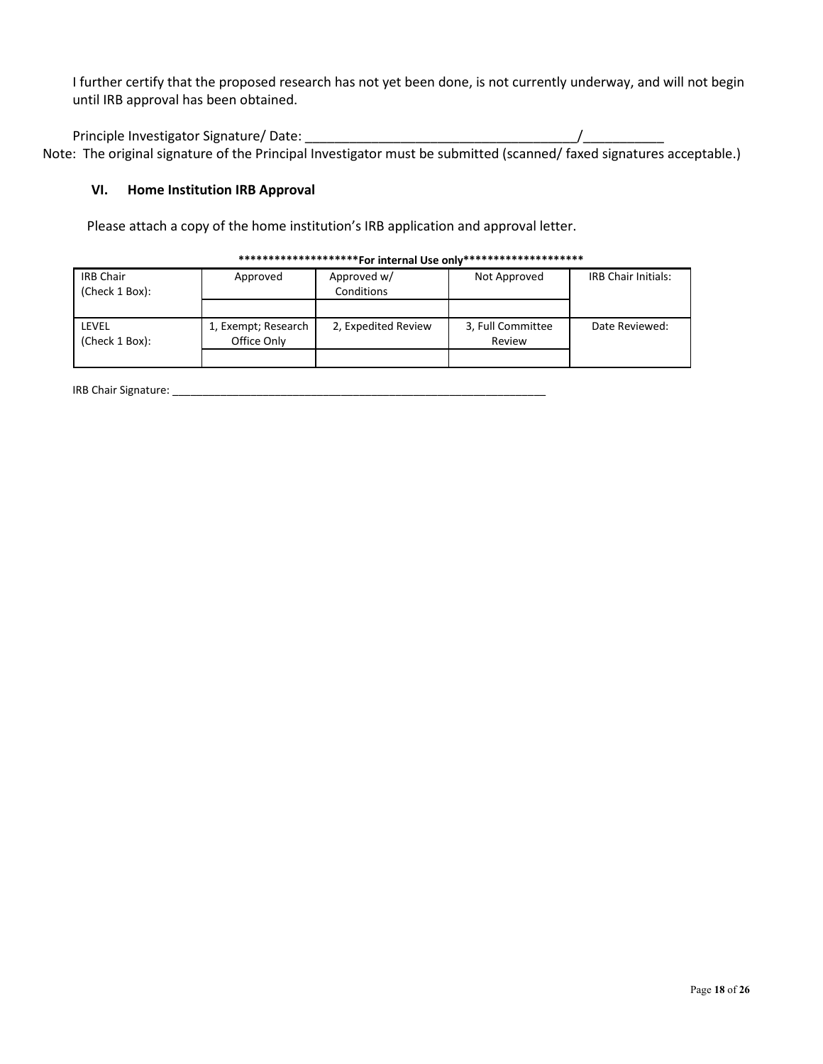I further certify that the proposed research has not yet been done, is not currently underway, and will not begin until IRB approval has been obtained.

Principle Investigator Signature/ Date: _____________________________________/___________

Note: The original signature of the Principal Investigator must be submitted (scanned/ faxed signatures acceptable.)

### VI. Home Institution IRB Approval

Please attach a copy of the home institution's IRB application and approval letter.

**********************For internal Use only**********************

| IRB Chair (Check 1 Box): | Approved | Approved w/ Conditions | Not Approved | IRB Chair Initials: |
|---|---|---|---|---|
| | | | | |
| LEVEL (Check 1 Box): | 1, Exempt; Research Office Only | 2, Expedited Review | 3, Full Committee Review | Date Reviewed: |
| | | | | |

IRB Chair Signature: _______________________________________________________________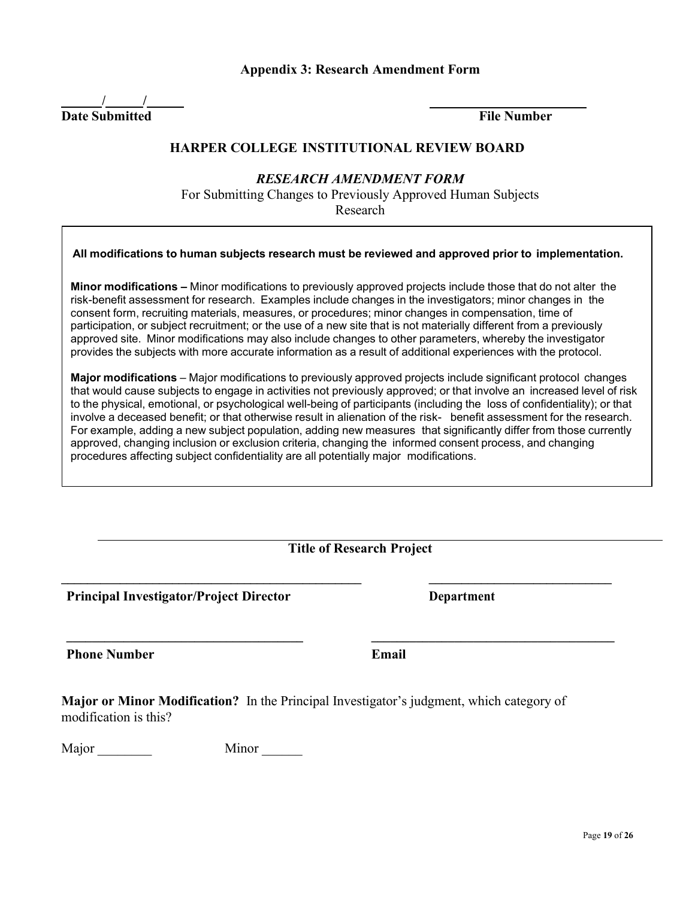## Appendix 3: Research Amendment Form

\_\_\_\_\_\_/\_\_\_\_\_\_/\_\_\_\_\_\_
**Date Submitted**

\_\_\_\_\_\_\_\_\_\_\_\_\_\_\_\_\_\_\_\_\_\_\_\_
**File Number**

## HARPER COLLEGE INSTITUTIONAL REVIEW BOARD

### *RESEARCH AMENDMENT FORM*

For Submitting Changes to Previously Approved Human Subjects Research

**All modifications to human subjects research must be reviewed and approved prior to implementation.**

**Minor modifications –** Minor modifications to previously approved projects include those that do not alter the risk-benefit assessment for research. Examples include changes in the investigators; minor changes in the consent form, recruiting materials, measures, or procedures; minor changes in compensation, time of participation, or subject recruitment; or the use of a new site that is not materially different from a previously approved site. Minor modifications may also include changes to other parameters, whereby the investigator provides the subjects with more accurate information as a result of additional experiences with the protocol.

**Major modifications** – Major modifications to previously approved projects include significant protocol changes that would cause subjects to engage in activities not previously approved; or that involve an increased level of risk to the physical, emotional, or psychological well-being of participants (including the loss of confidentiality); or that involve a deceased benefit; or that otherwise result in alienation of the risk- benefit assessment for the research. For example, adding a new subject population, adding new measures that significantly differ from those currently approved, changing inclusion or exclusion criteria, changing the informed consent process, and changing procedures affecting subject confidentiality are all potentially major modifications.

\_\_\_\_\_\_\_\_\_\_\_\_\_\_\_\_\_\_\_\_\_\_\_\_\_\_\_\_\_\_\_\_\_\_\_\_\_\_\_\_\_\_\_\_\_\_\_\_\_\_\_\_\_\_\_\_
**Title of Research Project**

\_\_\_\_\_\_\_\_\_\_\_\_\_\_\_\_\_\_\_\_\_\_\_\_\_\_\_\_\_\_\_\_\_\_\_\_\_\_\_\_
**Principal Investigator/Project Director**

\_\_\_\_\_\_\_\_\_\_\_\_\_\_\_\_\_\_\_\_\_\_\_\_\_\_\_\_
**Department**

\_\_\_\_\_\_\_\_\_\_\_\_\_\_\_\_\_\_\_\_\_\_\_\_\_\_\_\_\_\_\_\_\_\_\_\_
**Phone Number**

\_\_\_\_\_\_\_\_\_\_\_\_\_\_\_\_\_\_\_\_\_\_\_\_\_\_\_\_\_\_\_\_\_\_\_\_
**Email**

**Major or Minor Modification?** In the Principal Investigator's judgment, which category of modification is this?

Major \_\_\_\_\_\_\_\_ Minor \_\_\_\_\_\_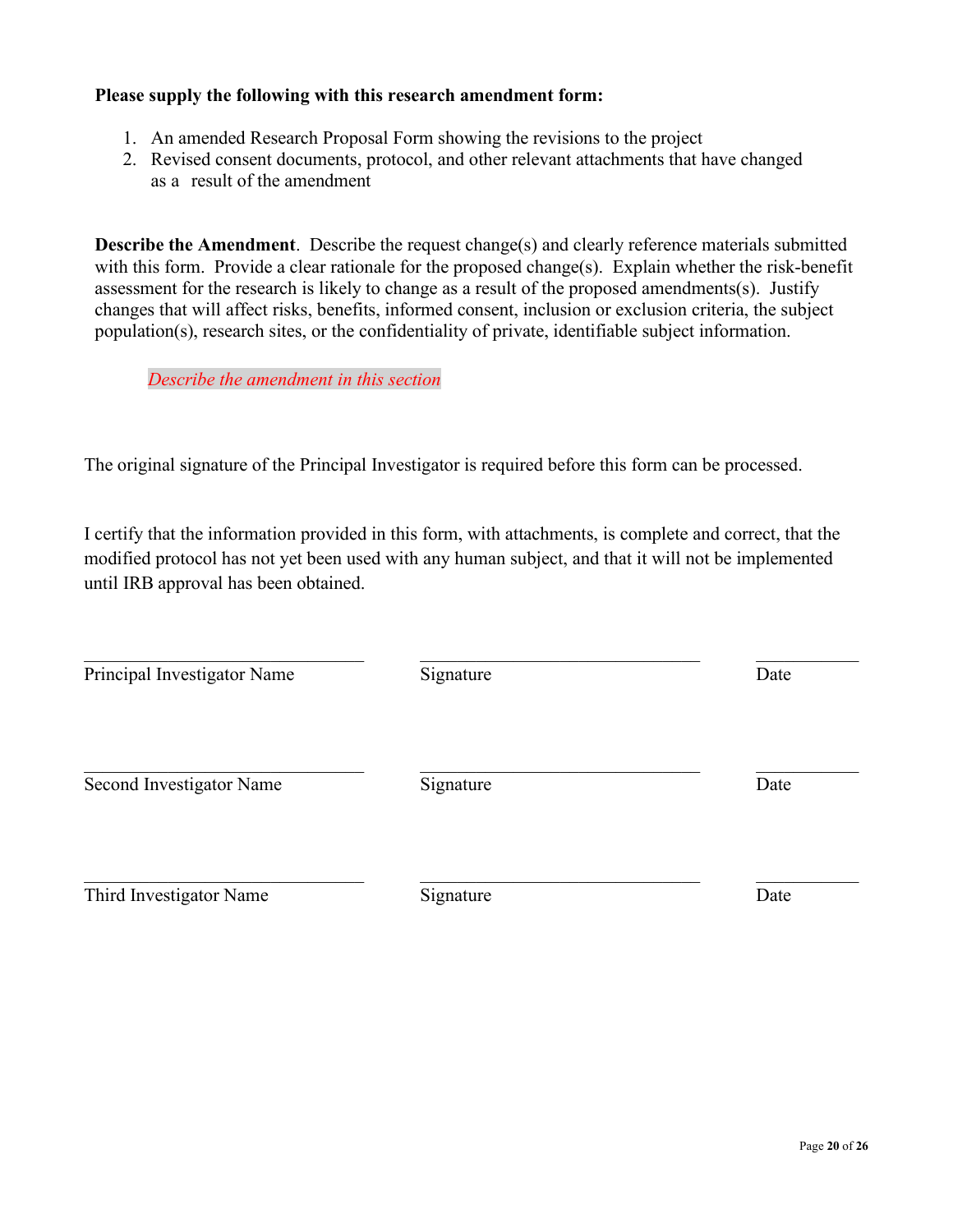**Please supply the following with this research amendment form:**

1. An amended Research Proposal Form showing the revisions to the project
2. Revised consent documents, protocol, and other relevant attachments that have changed as a result of the amendment

**Describe the Amendment**. Describe the request change(s) and clearly reference materials submitted with this form. Provide a clear rationale for the proposed change(s). Explain whether the risk-benefit assessment for the research is likely to change as a result of the proposed amendments(s). Justify changes that will affect risks, benefits, informed consent, inclusion or exclusion criteria, the subject population(s), research sites, or the confidentiality of private, identifiable subject information.

*Describe the amendment in this section*

The original signature of the Principal Investigator is required before this form can be processed.

I certify that the information provided in this form, with attachments, is complete and correct, that the modified protocol has not yet been used with any human subject, and that it will not be implemented until IRB approval has been obtained.

| ______________________________ | ______________________________ | __________ |
|---|---|---|
| Principal Investigator Name | Signature | Date |

| ______________________________ | ______________________________ | __________ |
|---|---|---|
| Second Investigator Name | Signature | Date |

| ______________________________ | ______________________________ | __________ |
|---|---|---|
| Third Investigator Name | Signature | Date |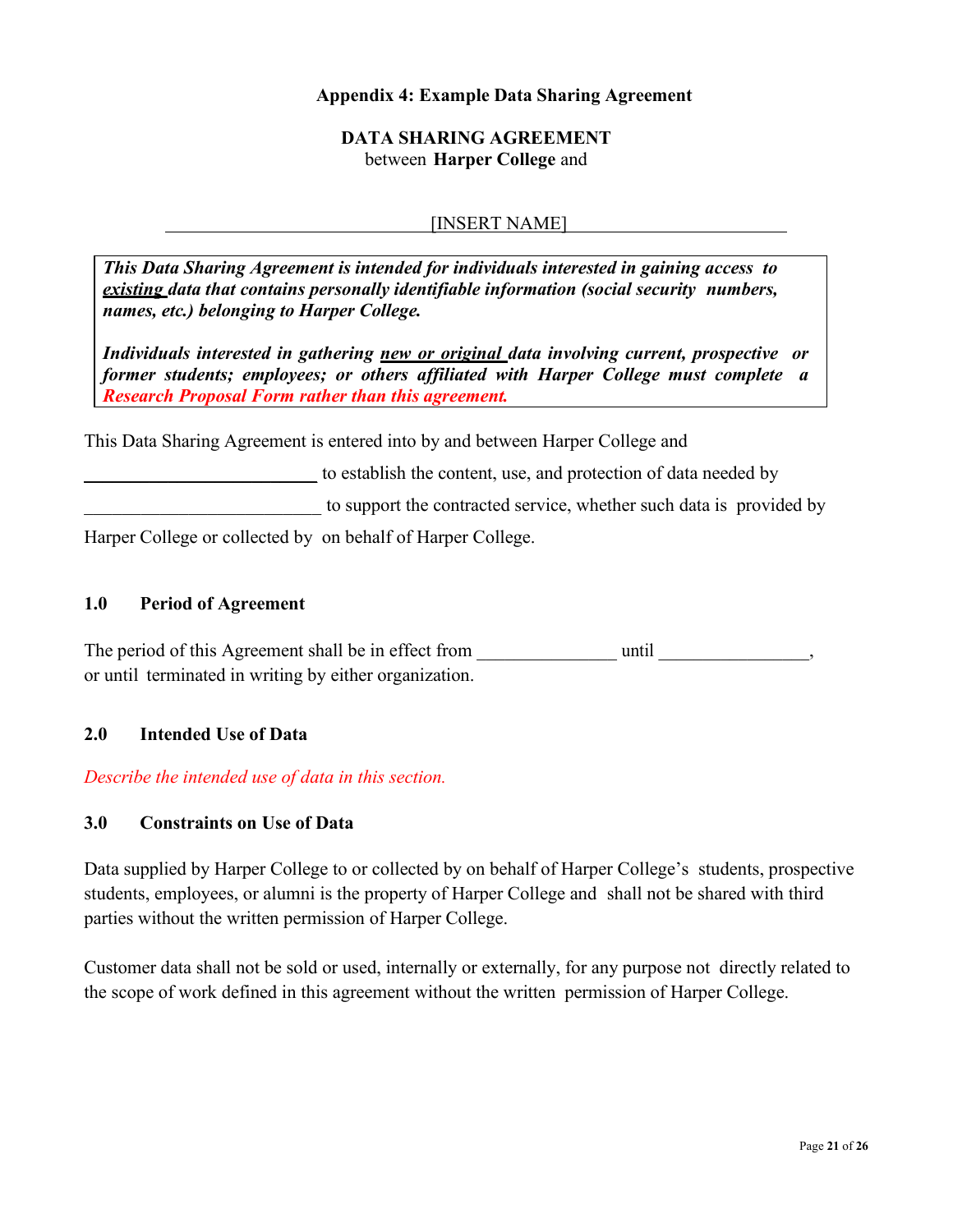## Appendix 4: Example Data Sharing Agreement

**DATA SHARING AGREEMENT**
between **Harper College** and

[INSERT NAME]

> ***This Data Sharing Agreement is intended for individuals interested in gaining access to existing data that contains personally identifiable information (social security numbers, names, etc.) belonging to Harper College.***
>
> ***Individuals interested in gathering new or original data involving current, prospective or former students; employees; or others affiliated with Harper College must complete a Research Proposal Form rather than this agreement.***

This Data Sharing Agreement is entered into by and between Harper College and

__________________________ to establish the content, use, and protection of data needed by

__________________________ to support the contracted service, whether such data is provided by

Harper College or collected by on behalf of Harper College.

### 1.0 Period of Agreement

The period of this Agreement shall be in effect from _______________ until ________________, or until terminated in writing by either organization.

### 2.0 Intended Use of Data

*Describe the intended use of data in this section.*

### 3.0 Constraints on Use of Data

Data supplied by Harper College to or collected by on behalf of Harper College's students, prospective students, employees, or alumni is the property of Harper College and shall not be shared with third parties without the written permission of Harper College.

Customer data shall not be sold or used, internally or externally, for any purpose not directly related to the scope of work defined in this agreement without the written permission of Harper College.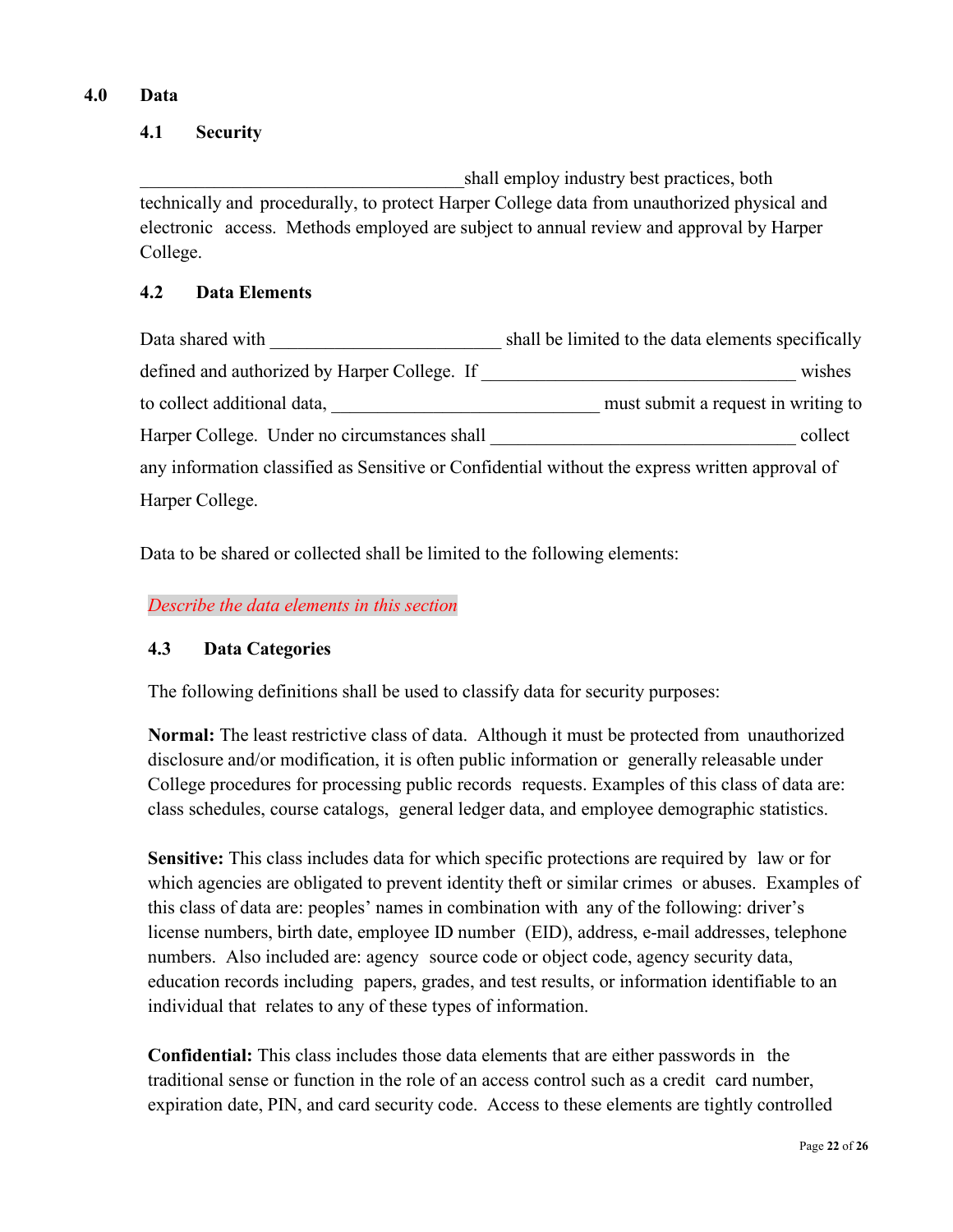## 4.0 Data

### 4.1 Security

____________________________________ shall employ industry best practices, both technically and procedurally, to protect Harper College data from unauthorized physical and electronic access. Methods employed are subject to annual review and approval by Harper College.

### 4.2 Data Elements

Data shared with _________________________ shall be limited to the data elements specifically defined and authorized by Harper College. If __________________________________ wishes to collect additional data, _____________________________ must submit a request in writing to Harper College. Under no circumstances shall _________________________________ collect any information classified as Sensitive or Confidential without the express written approval of Harper College.

Data to be shared or collected shall be limited to the following elements:

*Describe the data elements in this section*

### 4.3 Data Categories

The following definitions shall be used to classify data for security purposes:

**Normal:** The least restrictive class of data. Although it must be protected from unauthorized disclosure and/or modification, it is often public information or generally releasable under College procedures for processing public records requests. Examples of this class of data are: class schedules, course catalogs, general ledger data, and employee demographic statistics.

**Sensitive:** This class includes data for which specific protections are required by law or for which agencies are obligated to prevent identity theft or similar crimes or abuses. Examples of this class of data are: peoples' names in combination with any of the following: driver's license numbers, birth date, employee ID number (EID), address, e-mail addresses, telephone numbers. Also included are: agency source code or object code, agency security data, education records including papers, grades, and test results, or information identifiable to an individual that relates to any of these types of information.

**Confidential:** This class includes those data elements that are either passwords in the traditional sense or function in the role of an access control such as a credit card number, expiration date, PIN, and card security code. Access to these elements are tightly controlled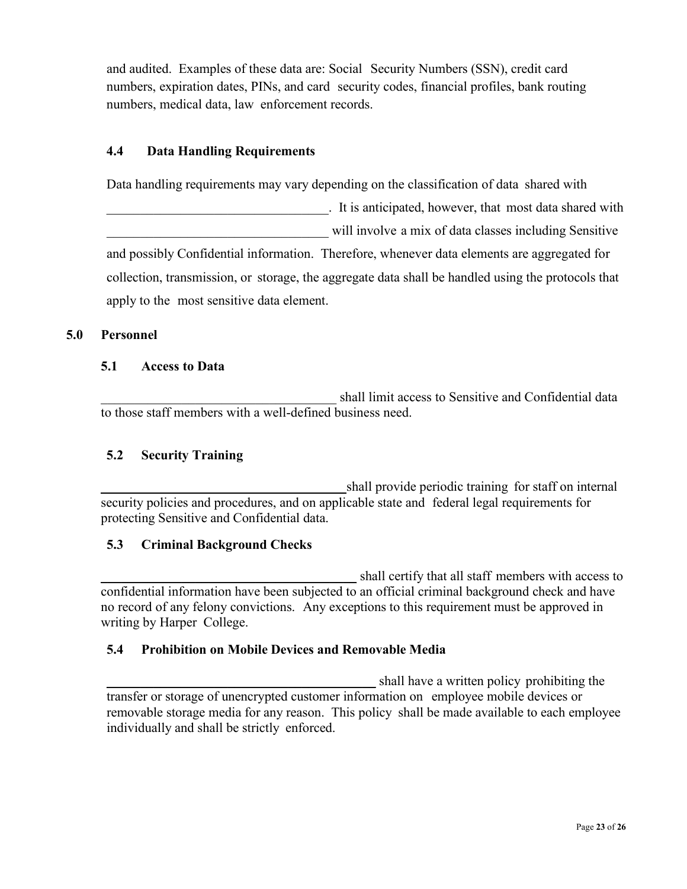and audited. Examples of these data are: Social Security Numbers (SSN), credit card numbers, expiration dates, PINs, and card security codes, financial profiles, bank routing numbers, medical data, law enforcement records.

### 4.4 Data Handling Requirements

Data handling requirements may vary depending on the classification of data shared with _________________________________. It is anticipated, however, that most data shared with _________________________________ will involve a mix of data classes including Sensitive and possibly Confidential information. Therefore, whenever data elements are aggregated for collection, transmission, or storage, the aggregate data shall be handled using the protocols that apply to the most sensitive data element.

## 5.0 Personnel

### 5.1 Access to Data

___________________________________ shall limit access to Sensitive and Confidential data to those staff members with a well-defined business need.

### 5.2 Security Training

_____________________________________ shall provide periodic training for staff on internal security policies and procedures, and on applicable state and federal legal requirements for protecting Sensitive and Confidential data.

### 5.3 Criminal Background Checks

______________________________________ shall certify that all staff members with access to confidential information have been subjected to an official criminal background check and have no record of any felony convictions. Any exceptions to this requirement must be approved in writing by Harper College.

### 5.4 Prohibition on Mobile Devices and Removable Media

_________________________________________ shall have a written policy prohibiting the transfer or storage of unencrypted customer information on employee mobile devices or removable storage media for any reason. This policy shall be made available to each employee individually and shall be strictly enforced.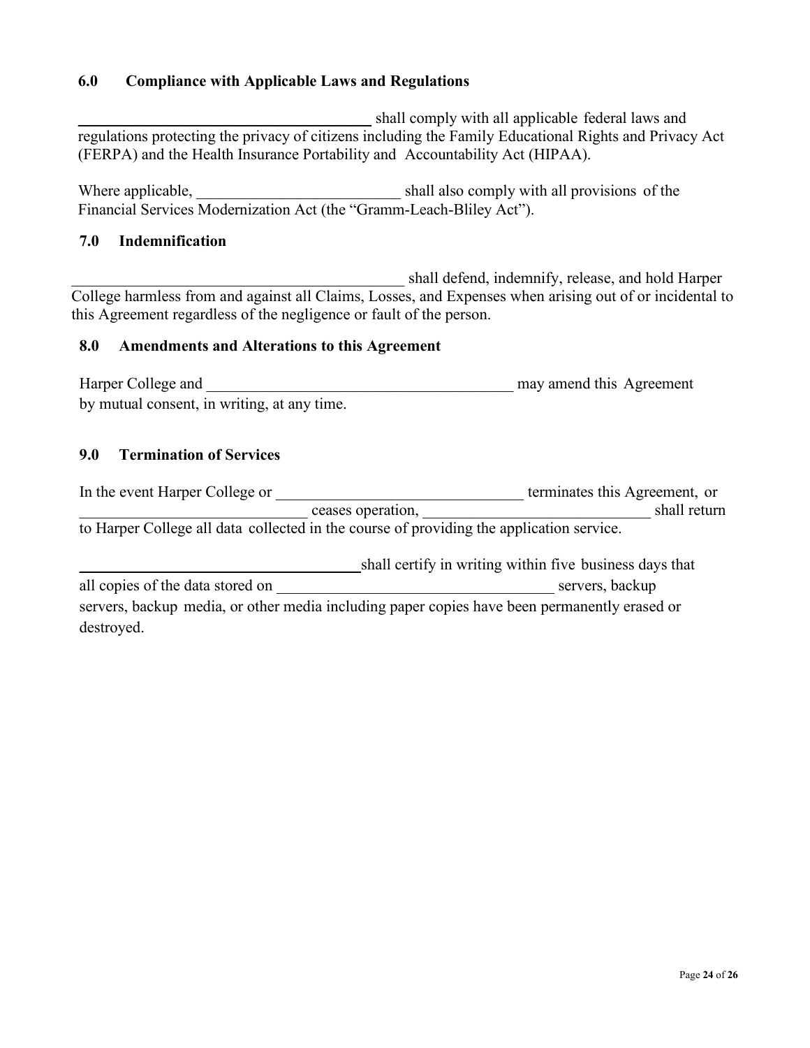### 6.0 Compliance with Applicable Laws and Regulations

______________________________________ shall comply with all applicable federal laws and regulations protecting the privacy of citizens including the Family Educational Rights and Privacy Act (FERPA) and the Health Insurance Portability and Accountability Act (HIPAA).

Where applicable, __________________________ shall also comply with all provisions of the Financial Services Modernization Act (the "Gramm-Leach-Bliley Act").

### 7.0 Indemnification

____________________________________________ shall defend, indemnify, release, and hold Harper College harmless from and against all Claims, Losses, and Expenses when arising out of or incidental to this Agreement regardless of the negligence or fault of the person.

### 8.0 Amendments and Alterations to this Agreement

Harper College and ________________________________________ may amend this Agreement by mutual consent, in writing, at any time.

### 9.0 Termination of Services

In the event Harper College or ________________________________ terminates this Agreement, or _____________________________ ceases operation, _____________________________ shall return to Harper College all data collected in the course of providing the application service.

_____________________________________shall certify in writing within five business days that all copies of the data stored on ___________________________________ servers, backup servers, backup media, or other media including paper copies have been permanently erased or destroyed.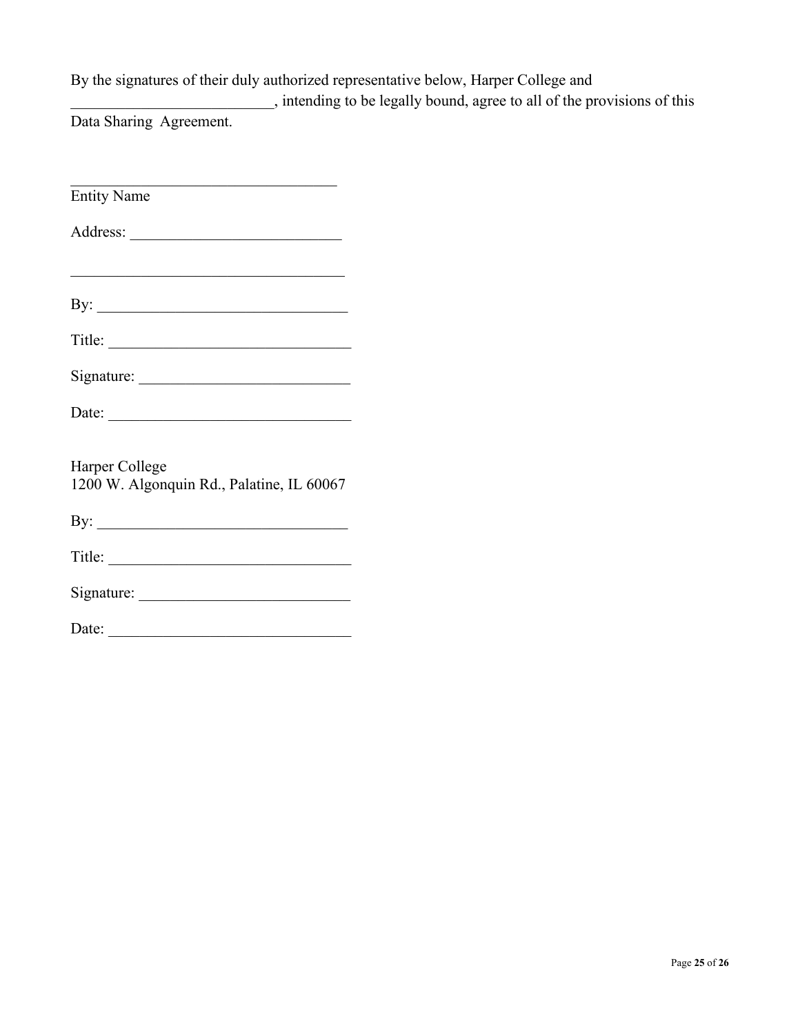By the signatures of their duly authorized representative below, Harper College and __________________________, intending to be legally bound, agree to all of the provisions of this Data Sharing Agreement.

___________________________________
Entity Name

Address: ___________________________

___________________________________

By: _______________________________

Title: ______________________________

Signature: __________________________

Date: ______________________________

Harper College
1200 W. Algonquin Rd., Palatine, IL 60067

By: _______________________________

Title: ______________________________

Signature: __________________________

Date: ______________________________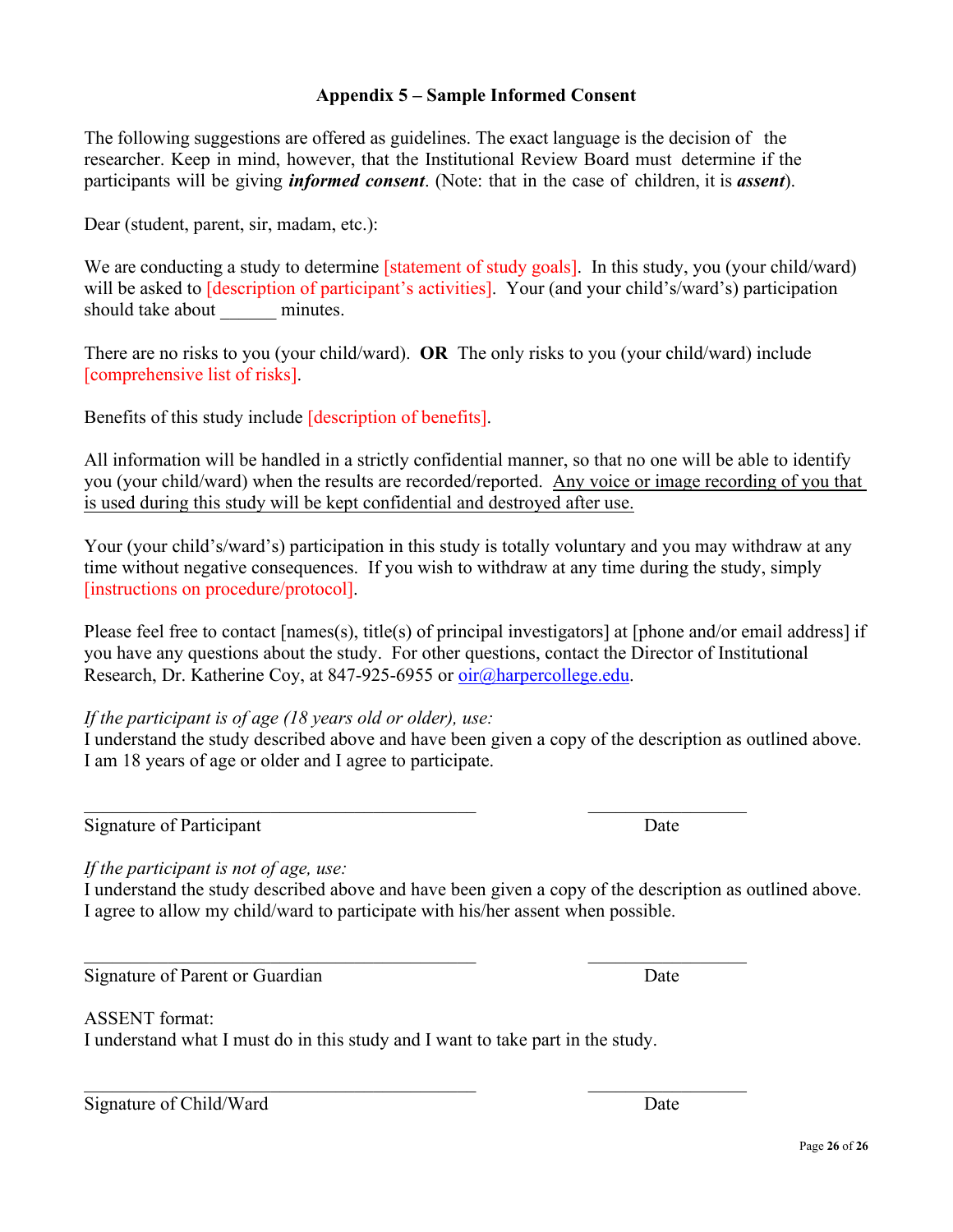## Appendix 5 – Sample Informed Consent

The following suggestions are offered as guidelines. The exact language is the decision of the researcher. Keep in mind, however, that the Institutional Review Board must determine if the participants will be giving ***informed consent***. (Note: that in the case of children, it is ***assent***).

Dear (student, parent, sir, madam, etc.):

We are conducting a study to determine [statement of study goals]. In this study, you (your child/ward) will be asked to [description of participant's activities]. Your (and your child's/ward's) participation should take about ______ minutes.

There are no risks to you (your child/ward). **OR** The only risks to you (your child/ward) include [comprehensive list of risks].

Benefits of this study include [description of benefits].

All information will be handled in a strictly confidential manner, so that no one will be able to identify you (your child/ward) when the results are recorded/reported. <u>Any voice or image recording of you that is used during this study will be kept confidential and destroyed after use.</u>

Your (your child's/ward's) participation in this study is totally voluntary and you may withdraw at any time without negative consequences. If you wish to withdraw at any time during the study, simply [instructions on procedure/protocol].

Please feel free to contact [names(s), title(s) of principal investigators] at [phone and/or email address] if you have any questions about the study. For other questions, contact the Director of Institutional Research, Dr. Katherine Coy, at 847-925-6955 or oir@harpercollege.edu.

*If the participant is of age (18 years old or older), use:*
I understand the study described above and have been given a copy of the description as outlined above. I am 18 years of age or older and I agree to participate.

\_\_\_\_\_\_\_\_\_\_\_\_\_\_\_\_\_\_\_\_\_\_\_\_\_\_\_\_\_\_\_\_\_\_\_\_\_\_\_\_ \_\_\_\_\_\_\_\_\_\_\_\_\_\_\_\_
Signature of Participant Date

*If the participant is not of age, use:*
I understand the study described above and have been given a copy of the description as outlined above. I agree to allow my child/ward to participate with his/her assent when possible.

\_\_\_\_\_\_\_\_\_\_\_\_\_\_\_\_\_\_\_\_\_\_\_\_\_\_\_\_\_\_\_\_\_\_\_\_\_\_\_\_ \_\_\_\_\_\_\_\_\_\_\_\_\_\_\_\_
Signature of Parent or Guardian Date

ASSENT format:
I understand what I must do in this study and I want to take part in the study.

\_\_\_\_\_\_\_\_\_\_\_\_\_\_\_\_\_\_\_\_\_\_\_\_\_\_\_\_\_\_\_\_\_\_\_\_\_\_\_\_ \_\_\_\_\_\_\_\_\_\_\_\_\_\_\_\_
Signature of Child/Ward Date